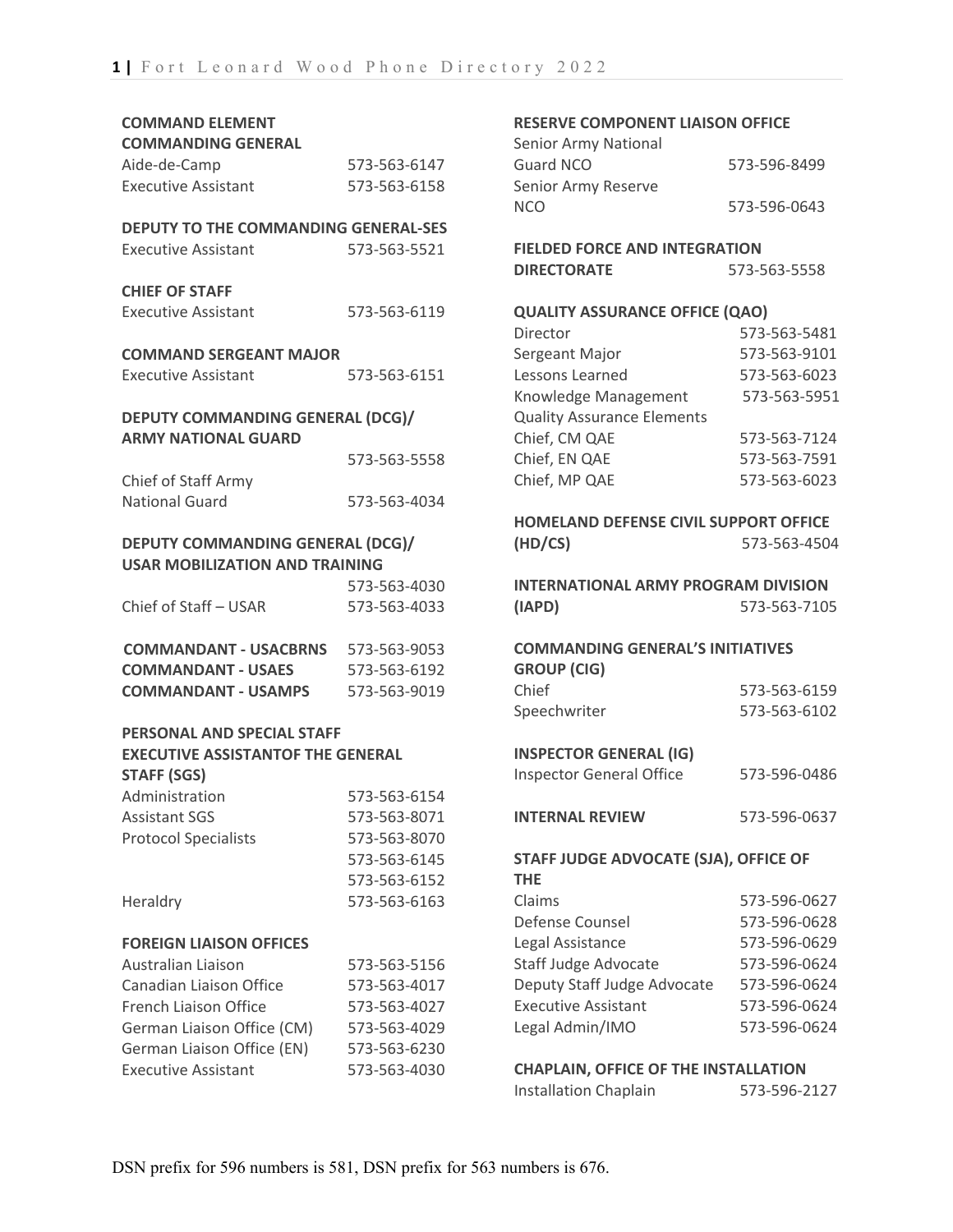**COMMAND ELEMENT**

**COMMANDING GENERAL**

| | |
|---|---|
| Aide-de-Camp | 573-563-6147 |
| Executive Assistant | 573-563-6158 |

**DEPUTY TO THE COMMANDING GENERAL-SES**

| | |
|---|---|
| Executive Assistant | 573-563-5521 |

**CHIEF OF STAFF**

| | |
|---|---|
| Executive Assistant | 573-563-6119 |

**COMMAND SERGEANT MAJOR**

| | |
|---|---|
| Executive Assistant | 573-563-6151 |

**DEPUTY COMMANDING GENERAL (DCG)/ ARMY NATIONAL GUARD**

| | |
|---|---|
| | 573-563-5558 |
| Chief of Staff Army National Guard | 573-563-4034 |

**DEPUTY COMMANDING GENERAL (DCG)/ USAR MOBILIZATION AND TRAINING**

| | |
|---|---|
| | 573-563-4030 |
| Chief of Staff – USAR | 573-563-4033 |

| | |
|---|---|
| **COMMANDANT - USACBRNS** | 573-563-9053 |
| **COMMANDANT - USAES** | 573-563-6192 |
| **COMMANDANT - USAMPS** | 573-563-9019 |

**PERSONAL AND SPECIAL STAFF**

**EXECUTIVE ASSISTANTOF THE GENERAL STAFF (SGS)**

| | |
|---|---|
| Administration | 573-563-6154 |
| Assistant SGS | 573-563-8071 |
| Protocol Specialists | 573-563-8070 |
| | 573-563-6145 |
| | 573-563-6152 |
| Heraldry | 573-563-6163 |

**FOREIGN LIAISON OFFICES**

| | |
|---|---|
| Australian Liaison | 573-563-5156 |
| Canadian Liaison Office | 573-563-4017 |
| French Liaison Office | 573-563-4027 |
| German Liaison Office (CM) | 573-563-4029 |
| German Liaison Office (EN) | 573-563-6230 |
| Executive Assistant | 573-563-4030 |

**RESERVE COMPONENT LIAISON OFFICE**

| | |
|---|---|
| Senior Army National Guard NCO | 573-596-8499 |
| Senior Army Reserve NCO | 573-596-0643 |

| | |
|---|---|
| **FIELDED FORCE AND INTEGRATION DIRECTORATE** | 573-563-5558 |

**QUALITY ASSURANCE OFFICE (QAO)**

| | |
|---|---|
| Director | 573-563-5481 |
| Sergeant Major | 573-563-9101 |
| Lessons Learned | 573-563-6023 |
| Knowledge Management | 573-563-5951 |
| Quality Assurance Elements | |
| Chief, CM QAE | 573-563-7124 |
| Chief, EN QAE | 573-563-7591 |
| Chief, MP QAE | 573-563-6023 |

| | |
|---|---|
| **HOMELAND DEFENSE CIVIL SUPPORT OFFICE (HD/CS)** | 573-563-4504 |

| | |
|---|---|
| **INTERNATIONAL ARMY PROGRAM DIVISION (IAPD)** | 573-563-7105 |

**COMMANDING GENERAL'S INITIATIVES GROUP (CIG)**

| | |
|---|---|
| Chief | 573-563-6159 |
| Speechwriter | 573-563-6102 |

**INSPECTOR GENERAL (IG)**

| | |
|---|---|
| Inspector General Office | 573-596-0486 |

| | |
|---|---|
| **INTERNAL REVIEW** | 573-596-0637 |

**STAFF JUDGE ADVOCATE (SJA), OFFICE OF THE**

| | |
|---|---|
| Claims | 573-596-0627 |
| Defense Counsel | 573-596-0628 |
| Legal Assistance | 573-596-0629 |
| Staff Judge Advocate | 573-596-0624 |
| Deputy Staff Judge Advocate | 573-596-0624 |
| Executive Assistant | 573-596-0624 |
| Legal Admin/IMO | 573-596-0624 |

**CHAPLAIN, OFFICE OF THE INSTALLATION**

| | |
|---|---|
| Installation Chaplain | 573-596-2127 |

DSN prefix for 596 numbers is 581, DSN prefix for 563 numbers is 676.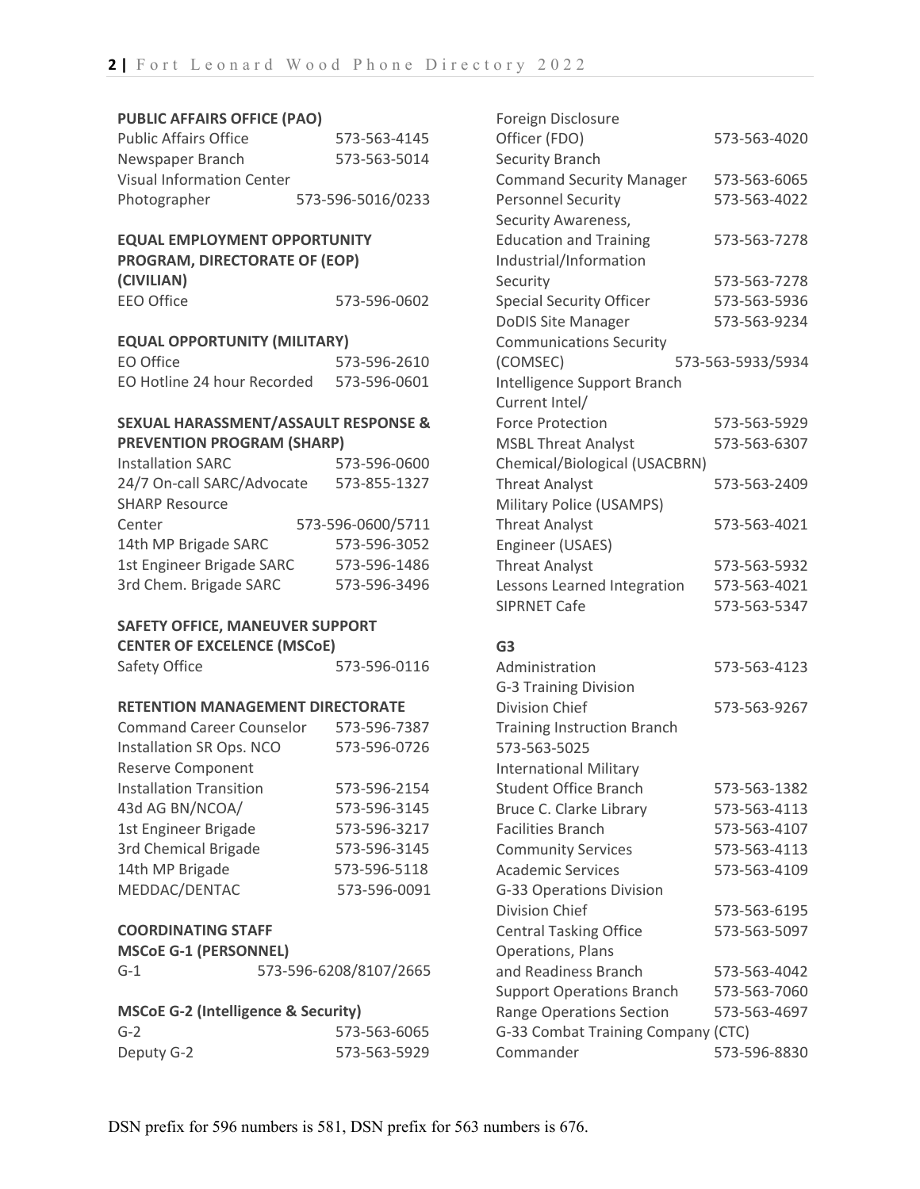## PUBLIC AFFAIRS OFFICE (PAO)

| | |
|---|---|
| Public Affairs Office | 573-563-4145 |
| Newspaper Branch | 573-563-5014 |
| Visual Information Center Photographer | 573-596-5016/0233 |

## EQUAL EMPLOYMENT OPPORTUNITY PROGRAM, DIRECTORATE OF (EOP) (CIVILIAN)

| | |
|---|---|
| EEO Office | 573-596-0602 |

## EQUAL OPPORTUNITY (MILITARY)

| | |
|---|---|
| EO Office | 573-596-2610 |
| EO Hotline 24 hour Recorded | 573-596-0601 |

## SEXUAL HARASSMENT/ASSAULT RESPONSE & PREVENTION PROGRAM (SHARP)

| | |
|---|---|
| Installation SARC | 573-596-0600 |
| 24/7 On-call SARC/Advocate | 573-855-1327 |
| SHARP Resource Center | 573-596-0600/5711 |
| 14th MP Brigade SARC | 573-596-3052 |
| 1st Engineer Brigade SARC | 573-596-1486 |
| 3rd Chem. Brigade SARC | 573-596-3496 |

## SAFETY OFFICE, MANEUVER SUPPORT CENTER OF EXCELENCE (MSCoE)

| | |
|---|---|
| Safety Office | 573-596-0116 |

## RETENTION MANAGEMENT DIRECTORATE

| | |
|---|---|
| Command Career Counselor | 573-596-7387 |
| Installation SR Ops. NCO | 573-596-0726 |
| Reserve Component Installation Transition | 573-596-2154 |
| 43d AG BN/NCOA/ | 573-596-3145 |
| 1st Engineer Brigade | 573-596-3217 |
| 3rd Chemical Brigade | 573-596-3145 |
| 14th MP Brigade | 573-596-5118 |
| MEDDAC/DENTAC | 573-596-0091 |

## COORDINATING STAFF

### MSCoE G-1 (PERSONNEL)

| | |
|---|---|
| G-1 | 573-596-6208/8107/2665 |

### MSCoE G-2 (Intelligence & Security)

| | |
|---|---|
| G-2 | 573-563-6065 |
| Deputy G-2 | 573-563-5929 |
| Foreign Disclosure Officer (FDO) | 573-563-4020 |
| **Security Branch** | |
| Command Security Manager | 573-563-6065 |
| Personnel Security | 573-563-4022 |
| Security Awareness, Education and Training | 573-563-7278 |
| Industrial/Information Security | 573-563-7278 |
| Special Security Officer | 573-563-5936 |
| DoDIS Site Manager | 573-563-9234 |
| Communications Security (COMSEC) | 573-563-5933/5934 |
| **Intelligence Support Branch** | |
| Current Intel/ Force Protection | 573-563-5929 |
| MSBL Threat Analyst | 573-563-6307 |
| Chemical/Biological (USACBRN) Threat Analyst | 573-563-2409 |
| Military Police (USAMPS) Threat Analyst | 573-563-4021 |
| Engineer (USAES) Threat Analyst | 573-563-5932 |
| Lessons Learned Integration | 573-563-4021 |
| SIPRNET Cafe | 573-563-5347 |

## G3

| | |
|---|---|
| Administration | 573-563-4123 |
| **G-3 Training Division** | |
| Division Chief | 573-563-9267 |
| Training Instruction Branch | 573-563-5025 |
| International Military Student Office Branch | 573-563-1382 |
| Bruce C. Clarke Library | 573-563-4113 |
| Facilities Branch | 573-563-4107 |
| Community Services | 573-563-4113 |
| Academic Services | 573-563-4109 |
| **G-33 Operations Division** | |
| Division Chief | 573-563-6195 |
| Central Tasking Office | 573-563-5097 |
| Operations, Plans and Readiness Branch | 573-563-4042 |
| Support Operations Branch | 573-563-7060 |
| Range Operations Section | 573-563-4697 |
| **G-33 Combat Training Company (CTC)** | |
| Commander | 573-596-8830 |

DSN prefix for 596 numbers is 581, DSN prefix for 563 numbers is 676.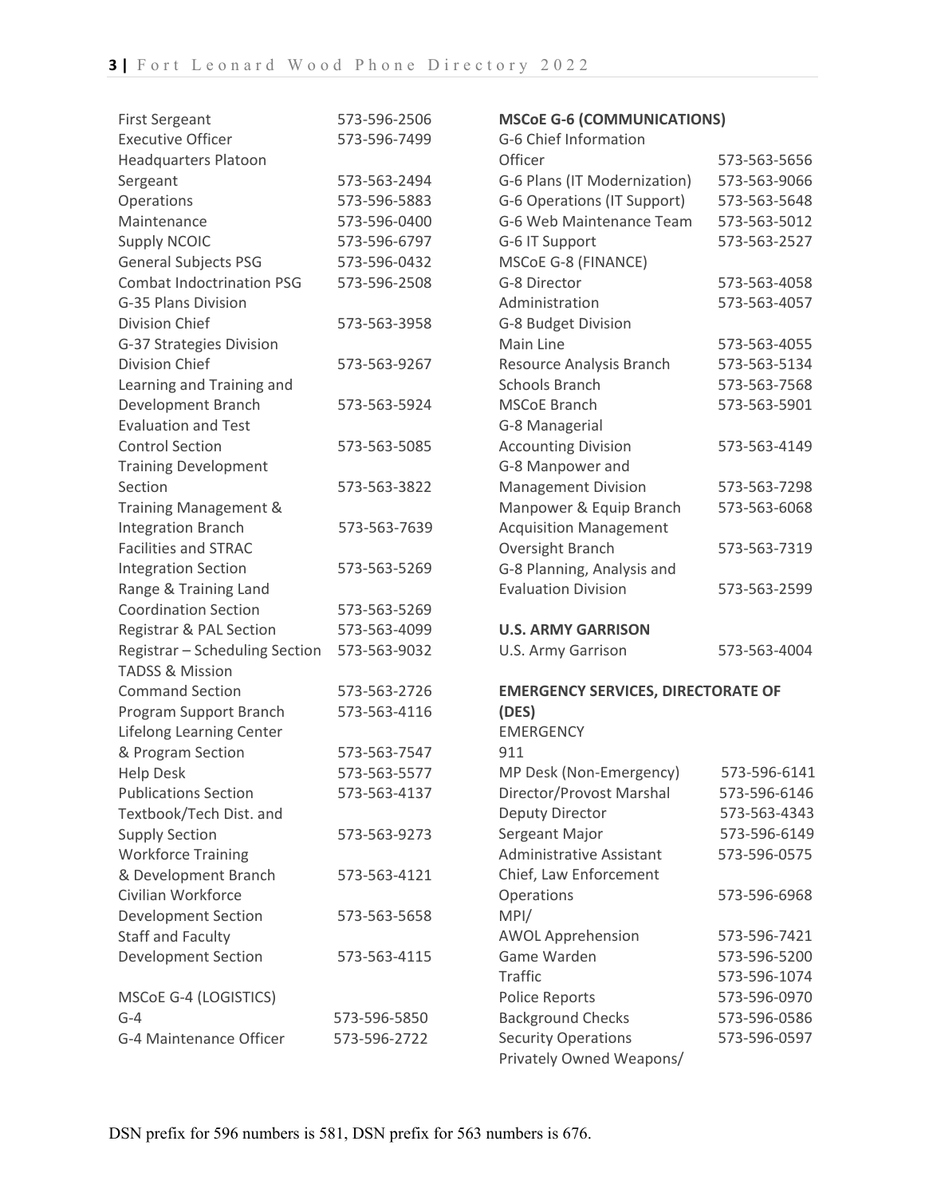| | |
|---|---|
| First Sergeant | 573-596-2506 |
| Executive Officer | 573-596-7499 |
| Headquarters Platoon Sergeant | 573-563-2494 |
| Operations | 573-596-5883 |
| Maintenance | 573-596-0400 |
| Supply NCOIC | 573-596-6797 |
| General Subjects PSG | 573-596-0432 |
| Combat Indoctrination PSG | 573-596-2508 |
| G-35 Plans Division Division Chief | 573-563-3958 |
| G-37 Strategies Division Division Chief | 573-563-9267 |
| Learning and Training and Development Branch | 573-563-5924 |
| Evaluation and Test Control Section | 573-563-5085 |
| Training Development Section | 573-563-3822 |
| Training Management & Integration Branch | 573-563-7639 |
| Facilities and STRAC Integration Section | 573-563-5269 |
| Range & Training Land Coordination Section | 573-563-5269 |
| Registrar & PAL Section | 573-563-4099 |
| Registrar – Scheduling Section | 573-563-9032 |
| TADSS & Mission Command Section | 573-563-2726 |
| Program Support Branch | 573-563-4116 |
| Lifelong Learning Center & Program Section | 573-563-7547 |
| Help Desk | 573-563-5577 |
| Publications Section | 573-563-4137 |
| Textbook/Tech Dist. and Supply Section | 573-563-9273 |
| Workforce Training & Development Branch | 573-563-4121 |
| Civilian Workforce Development Section | 573-563-5658 |
| Staff and Faculty Development Section | 573-563-4115 |

MSCoE G-4 (LOGISTICS)

| | |
|---|---|
| G-4 | 573-596-5850 |
| G-4 Maintenance Officer | 573-596-2722 |

**MSCoE G-6 (COMMUNICATIONS)**

| | |
|---|---|
| G-6 Chief Information Officer | 573-563-5656 |
| G-6 Plans (IT Modernization) | 573-563-9066 |
| G-6 Operations (IT Support) | 573-563-5648 |
| G-6 Web Maintenance Team | 573-563-5012 |
| G-6 IT Support | 573-563-2527 |

MSCoE G-8 (FINANCE)

| | |
|---|---|
| G-8 Director | 573-563-4058 |
| Administration | 573-563-4057 |
| G-8 Budget Division Main Line | 573-563-4055 |
| Resource Analysis Branch | 573-563-5134 |
| Schools Branch | 573-563-7568 |
| MSCoE Branch | 573-563-5901 |
| G-8 Managerial Accounting Division | 573-563-4149 |
| G-8 Manpower and Management Division | 573-563-7298 |
| Manpower & Equip Branch | 573-563-6068 |
| Acquisition Management Oversight Branch | 573-563-7319 |
| G-8 Planning, Analysis and Evaluation Division | 573-563-2599 |

**U.S. ARMY GARRISON**

| | |
|---|---|
| U.S. Army Garrison | 573-563-4004 |

**EMERGENCY SERVICES, DIRECTORATE OF (DES)**

EMERGENCY
911

| | |
|---|---|
| MP Desk (Non-Emergency) | 573-596-6141 |
| Director/Provost Marshal | 573-596-6146 |
| Deputy Director | 573-563-4343 |
| Sergeant Major | 573-596-6149 |
| Administrative Assistant | 573-596-0575 |
| Chief, Law Enforcement Operations | 573-596-6968 |
| MPI/ AWOL Apprehension | 573-596-7421 |
| Game Warden | 573-596-5200 |
| Traffic | 573-596-1074 |
| Police Reports | 573-596-0970 |
| Background Checks | 573-596-0586 |
| Security Operations | 573-596-0597 |

Privately Owned Weapons/

DSN prefix for 596 numbers is 581, DSN prefix for 563 numbers is 676.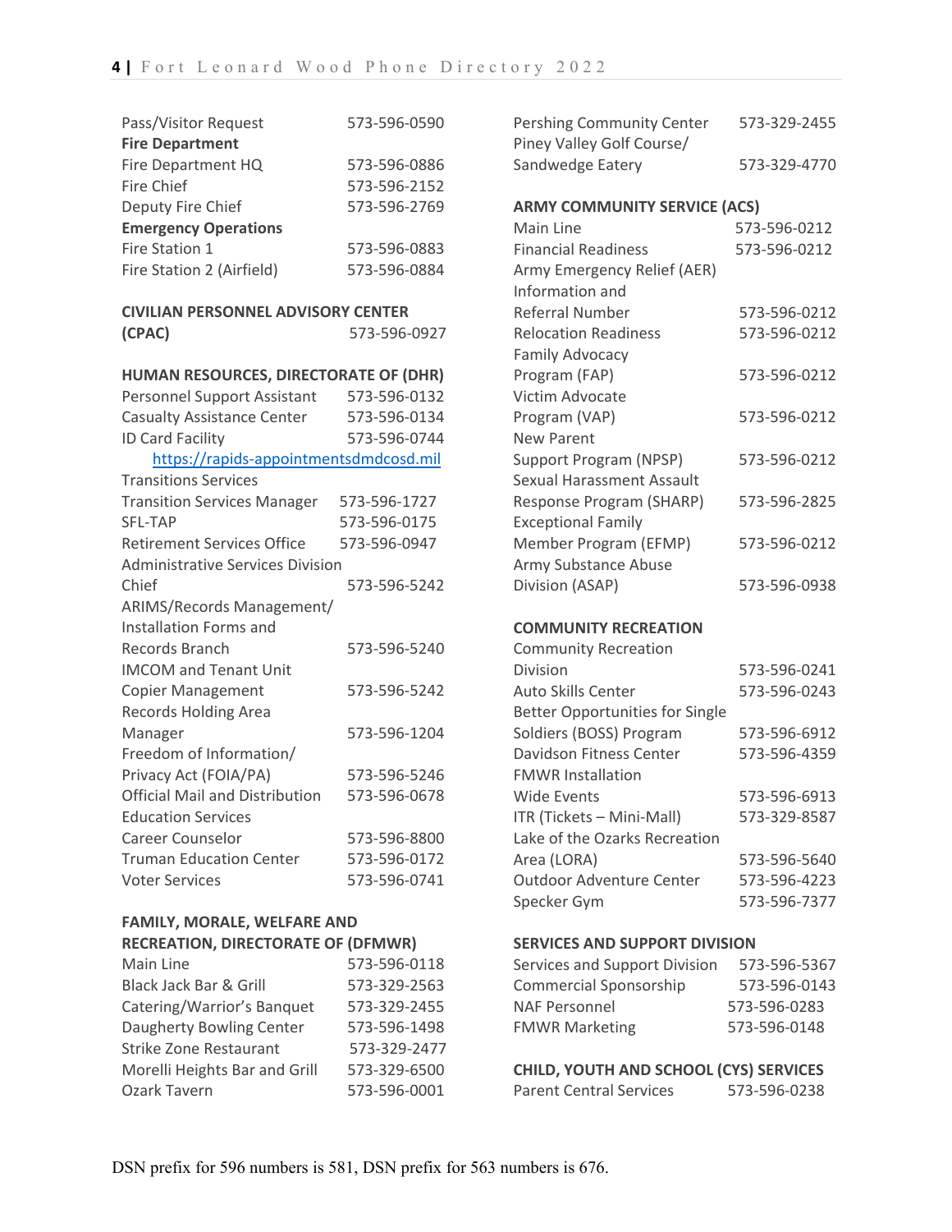| | |
|---|---|
| Pass/Visitor Request | 573-596-0590 |
| **Fire Department** | |
| Fire Department HQ | 573-596-0886 |
| Fire Chief | 573-596-2152 |
| Deputy Fire Chief | 573-596-2769 |
| **Emergency Operations** | |
| Fire Station 1 | 573-596-0883 |
| Fire Station 2 (Airfield) | 573-596-0884 |

**CIVILIAN PERSONNEL ADVISORY CENTER (CPAC)** 573-596-0927

**HUMAN RESOURCES, DIRECTORATE OF (DHR)**

| | |
|---|---|
| Personnel Support Assistant | 573-596-0132 |
| Casualty Assistance Center | 573-596-0134 |
| ID Card Facility | 573-596-0744 |
| https://rapids-appointmentsdmdcosd.mil | |
| Transitions Services | |
| Transition Services Manager | 573-596-1727 |
| SFL-TAP | 573-596-0175 |
| Retirement Services Office | 573-596-0947 |
| Administrative Services Division | |
| Chief | 573-596-5242 |
| ARIMS/Records Management/ Installation Forms and Records Branch | 573-596-5240 |
| IMCOM and Tenant Unit Copier Management | 573-596-5242 |
| Records Holding Area Manager | 573-596-1204 |
| Freedom of Information/ Privacy Act (FOIA/PA) | 573-596-5246 |
| Official Mail and Distribution | 573-596-0678 |
| Education Services | |
| Career Counselor | 573-596-8800 |
| Truman Education Center | 573-596-0172 |
| Voter Services | 573-596-0741 |

**FAMILY, MORALE, WELFARE AND RECREATION, DIRECTORATE OF (DFMWR)**

| | |
|---|---|
| Main Line | 573-596-0118 |
| Black Jack Bar & Grill | 573-329-2563 |
| Catering/Warrior's Banquet | 573-329-2455 |
| Daugherty Bowling Center | 573-596-1498 |
| Strike Zone Restaurant | 573-329-2477 |
| Morelli Heights Bar and Grill | 573-329-6500 |
| Ozark Tavern | 573-596-0001 |
| Pershing Community Center | 573-329-2455 |
| Piney Valley Golf Course/ Sandwedge Eatery | 573-329-4770 |

**ARMY COMMUNITY SERVICE (ACS)**

| | |
|---|---|
| Main Line | 573-596-0212 |
| Financial Readiness | 573-596-0212 |
| Army Emergency Relief (AER) Information and Referral Number | 573-596-0212 |
| Relocation Readiness | 573-596-0212 |
| Family Advocacy Program (FAP) | 573-596-0212 |
| Victim Advocate Program (VAP) | 573-596-0212 |
| New Parent Support Program (NPSP) | 573-596-0212 |
| Sexual Harassment Assault Response Program (SHARP) | 573-596-2825 |
| Exceptional Family Member Program (EFMP) | 573-596-0212 |
| Army Substance Abuse Division (ASAP) | 573-596-0938 |

**COMMUNITY RECREATION**

| | |
|---|---|
| Community Recreation Division | 573-596-0241 |
| Auto Skills Center | 573-596-0243 |
| Better Opportunities for Single Soldiers (BOSS) Program | 573-596-6912 |
| Davidson Fitness Center | 573-596-4359 |
| FMWR Installation Wide Events | 573-596-6913 |
| ITR (Tickets – Mini-Mall) | 573-329-8587 |
| Lake of the Ozarks Recreation Area (LORA) | 573-596-5640 |
| Outdoor Adventure Center | 573-596-4223 |
| Specker Gym | 573-596-7377 |

**SERVICES AND SUPPORT DIVISION**

| | |
|---|---|
| Services and Support Division | 573-596-5367 |
| Commercial Sponsorship | 573-596-0143 |
| NAF Personnel | 573-596-0283 |
| FMWR Marketing | 573-596-0148 |

**CHILD, YOUTH AND SCHOOL (CYS) SERVICES**

| | |
|---|---|
| Parent Central Services | 573-596-0238 |

DSN prefix for 596 numbers is 581, DSN prefix for 563 numbers is 676.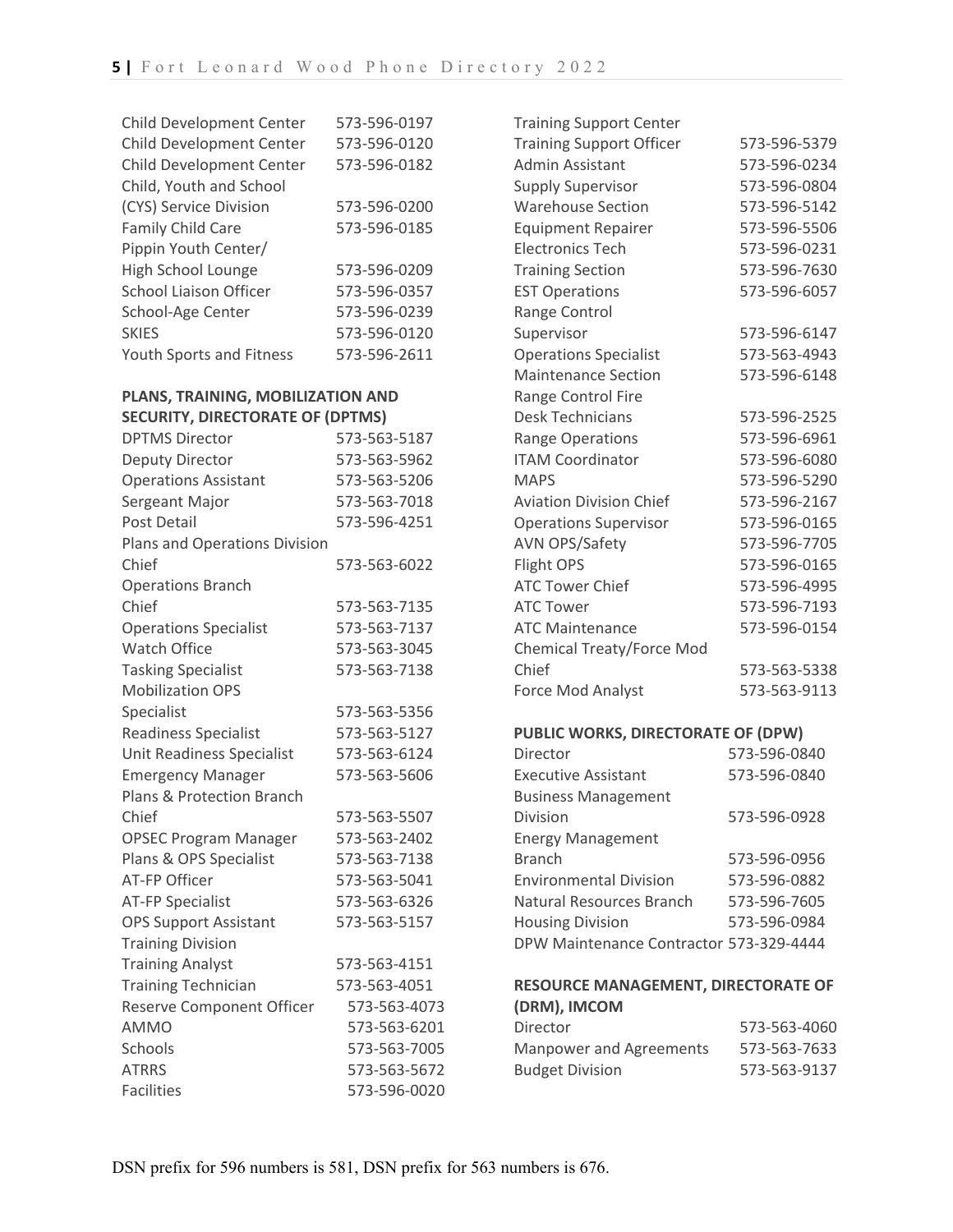| | |
|---|---|
| Child Development Center | 573-596-0197 |
| Child Development Center | 573-596-0120 |
| Child Development Center | 573-596-0182 |
| Child, Youth and School (CYS) Service Division | 573-596-0200 |
| Family Child Care | 573-596-0185 |
| Pippin Youth Center/ High School Lounge | 573-596-0209 |
| School Liaison Officer | 573-596-0357 |
| School-Age Center | 573-596-0239 |
| SKIES | 573-596-0120 |
| Youth Sports and Fitness | 573-596-2611 |

**PLANS, TRAINING, MOBILIZATION AND SECURITY, DIRECTORATE OF (DPTMS)**

| | |
|---|---|
| DPTMS Director | 573-563-5187 |
| Deputy Director | 573-563-5962 |
| Operations Assistant | 573-563-5206 |
| Sergeant Major | 573-563-7018 |
| Post Detail | 573-596-4251 |
| Plans and Operations Division Chief | 573-563-6022 |
| Operations Branch Chief | 573-563-7135 |
| Operations Specialist | 573-563-7137 |
| Watch Office | 573-563-3045 |
| Tasking Specialist | 573-563-7138 |
| Mobilization OPS Specialist | 573-563-5356 |
| Readiness Specialist | 573-563-5127 |
| Unit Readiness Specialist | 573-563-6124 |
| Emergency Manager | 573-563-5606 |
| Plans & Protection Branch Chief | 573-563-5507 |
| OPSEC Program Manager | 573-563-2402 |
| Plans & OPS Specialist | 573-563-7138 |
| AT-FP Officer | 573-563-5041 |
| AT-FP Specialist | 573-563-6326 |
| OPS Support Assistant | 573-563-5157 |
| Training Division | |
| Training Analyst | 573-563-4151 |
| Training Technician | 573-563-4051 |
| Reserve Component Officer | 573-563-4073 |
| AMMO | 573-563-6201 |
| Schools | 573-563-7005 |
| ATRRS | 573-563-5672 |
| Facilities | 573-596-0020 |
| Training Support Center | |
| Training Support Officer | 573-596-5379 |
| Admin Assistant | 573-596-0234 |
| Supply Supervisor | 573-596-0804 |
| Warehouse Section | 573-596-5142 |
| Equipment Repairer | 573-596-5506 |
| Electronics Tech | 573-596-0231 |
| Training Section | 573-596-7630 |
| EST Operations | 573-596-6057 |
| Range Control Supervisor | 573-596-6147 |
| Operations Specialist | 573-563-4943 |
| Maintenance Section | 573-596-6148 |
| Range Control Fire Desk Technicians | 573-596-2525 |
| Range Operations | 573-596-6961 |
| ITAM Coordinator | 573-596-6080 |
| MAPS | 573-596-5290 |
| Aviation Division Chief | 573-596-2167 |
| Operations Supervisor | 573-596-0165 |
| AVN OPS/Safety | 573-596-7705 |
| Flight OPS | 573-596-0165 |
| ATC Tower Chief | 573-596-4995 |
| ATC Tower | 573-596-7193 |
| ATC Maintenance | 573-596-0154 |
| Chemical Treaty/Force Mod Chief | 573-563-5338 |
| Force Mod Analyst | 573-563-9113 |

**PUBLIC WORKS, DIRECTORATE OF (DPW)**

| | |
|---|---|
| Director | 573-596-0840 |
| Executive Assistant | 573-596-0840 |
| Business Management Division | 573-596-0928 |
| Energy Management Branch | 573-596-0956 |
| Environmental Division | 573-596-0882 |
| Natural Resources Branch | 573-596-7605 |
| Housing Division | 573-596-0984 |
| DPW Maintenance Contractor | 573-329-4444 |

**RESOURCE MANAGEMENT, DIRECTORATE OF (DRM), IMCOM**

| | |
|---|---|
| Director | 573-563-4060 |
| Manpower and Agreements | 573-563-7633 |
| Budget Division | 573-563-9137 |

DSN prefix for 596 numbers is 581, DSN prefix for 563 numbers is 676.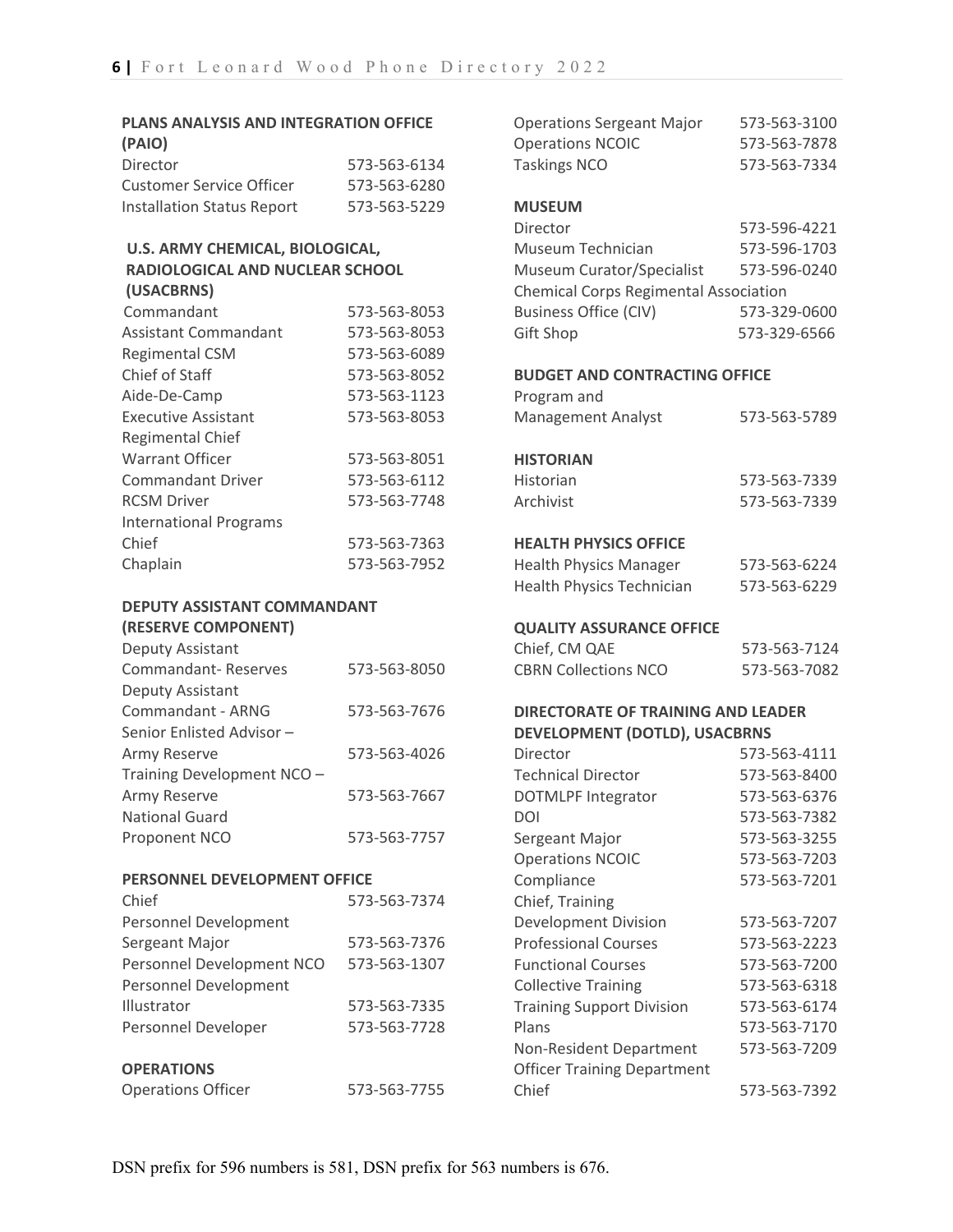## PLANS ANALYSIS AND INTEGRATION OFFICE (PAIO)

| | |
|---|---|
| Director | 573-563-6134 |
| Customer Service Officer | 573-563-6280 |
| Installation Status Report | 573-563-5229 |

## U.S. ARMY CHEMICAL, BIOLOGICAL, RADIOLOGICAL AND NUCLEAR SCHOOL (USACBRNS)

| | |
|---|---|
| Commandant | 573-563-8053 |
| Assistant Commandant | 573-563-8053 |
| Regimental CSM | 573-563-6089 |
| Chief of Staff | 573-563-8052 |
| Aide-De-Camp | 573-563-1123 |
| Executive Assistant | 573-563-8053 |
| Regimental Chief Warrant Officer | 573-563-8051 |
| Commandant Driver | 573-563-6112 |
| RCSM Driver | 573-563-7748 |
| International Programs Chief | 573-563-7363 |
| Chaplain | 573-563-7952 |

## DEPUTY ASSISTANT COMMANDANT (RESERVE COMPONENT)

| | |
|---|---|
| Deputy Assistant Commandant- Reserves | 573-563-8050 |
| Deputy Assistant Commandant - ARNG | 573-563-7676 |
| Senior Enlisted Advisor – Army Reserve | 573-563-4026 |
| Training Development NCO – Army Reserve | 573-563-7667 |
| National Guard Proponent NCO | 573-563-7757 |

## PERSONNEL DEVELOPMENT OFFICE

| | |
|---|---|
| Chief | 573-563-7374 |
| Personnel Development Sergeant Major | 573-563-7376 |
| Personnel Development NCO | 573-563-1307 |
| Personnel Development Illustrator | 573-563-7335 |
| Personnel Developer | 573-563-7728 |

## OPERATIONS

| | |
|---|---|
| Operations Officer | 573-563-7755 |
| Operations Sergeant Major | 573-563-3100 |
| Operations NCOIC | 573-563-7878 |
| Taskings NCO | 573-563-7334 |

## MUSEUM

| | |
|---|---|
| Director | 573-596-4221 |
| Museum Technician | 573-596-1703 |
| Museum Curator/Specialist | 573-596-0240 |
| Chemical Corps Regimental Association Business Office (CIV) | 573-329-0600 |
| Gift Shop | 573-329-6566 |

## BUDGET AND CONTRACTING OFFICE

| | |
|---|---|
| Program and Management Analyst | 573-563-5789 |

## HISTORIAN

| | |
|---|---|
| Historian | 573-563-7339 |
| Archivist | 573-563-7339 |

## HEALTH PHYSICS OFFICE

| | |
|---|---|
| Health Physics Manager | 573-563-6224 |
| Health Physics Technician | 573-563-6229 |

## QUALITY ASSURANCE OFFICE

| | |
|---|---|
| Chief, CM QAE | 573-563-7124 |
| CBRN Collections NCO | 573-563-7082 |

## DIRECTORATE OF TRAINING AND LEADER DEVELOPMENT (DOTLD), USACBRNS

| | |
|---|---|
| Director | 573-563-4111 |
| Technical Director | 573-563-8400 |
| DOTMLPF Integrator | 573-563-6376 |
| DOI | 573-563-7382 |
| Sergeant Major | 573-563-3255 |
| Operations NCOIC | 573-563-7203 |
| Compliance | 573-563-7201 |
| Chief, Training Development Division | 573-563-7207 |
| Professional Courses | 573-563-2223 |
| Functional Courses | 573-563-7200 |
| Collective Training | 573-563-6318 |
| Training Support Division | 573-563-6174 |
| Plans | 573-563-7170 |
| Non-Resident Department | 573-563-7209 |
| Officer Training Department Chief | 573-563-7392 |

DSN prefix for 596 numbers is 581, DSN prefix for 563 numbers is 676.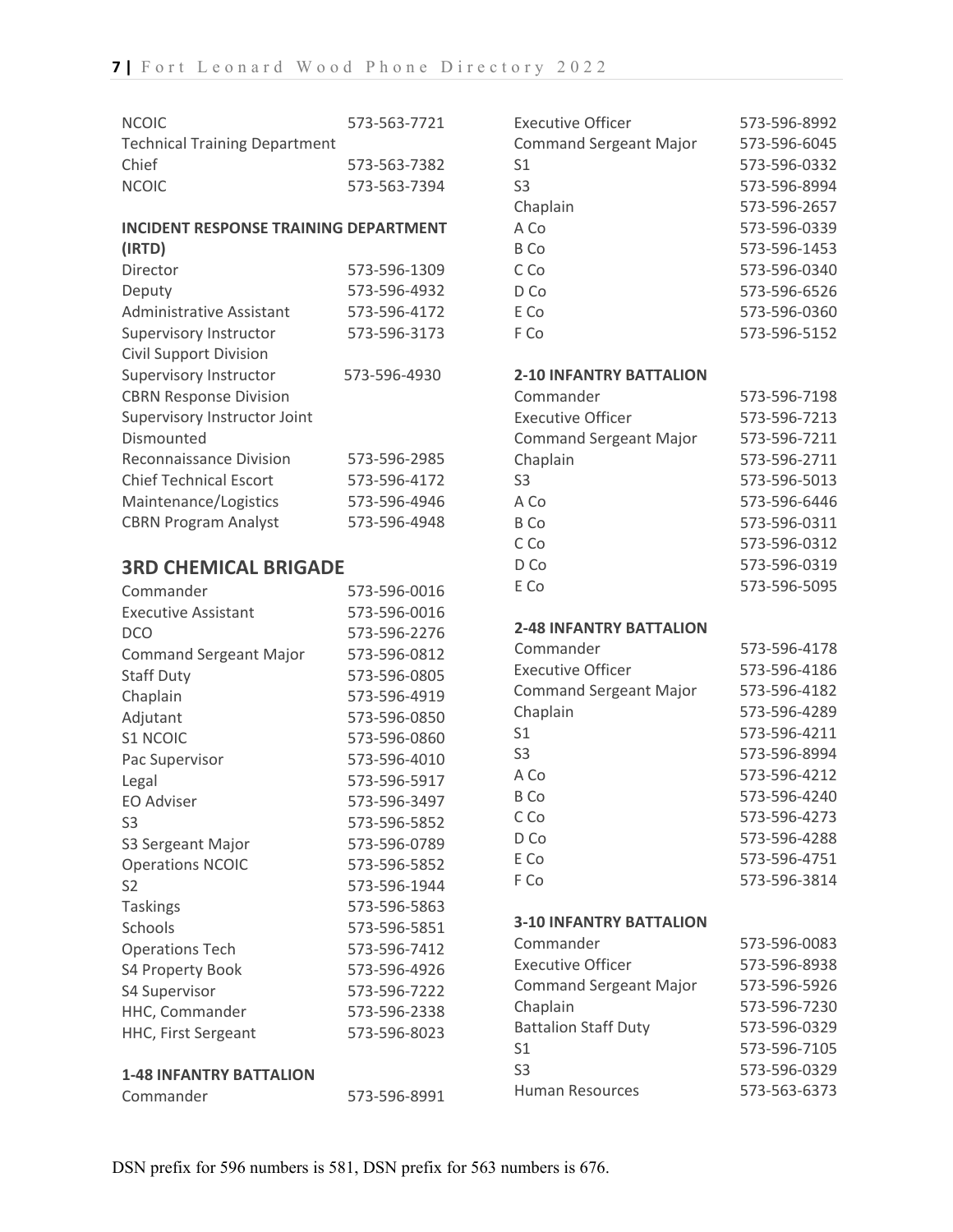| | |
|---|---|
| NCOIC | 573-563-7721 |
| Technical Training Department | |
| Chief | 573-563-7382 |
| NCOIC | 573-563-7394 |

**INCIDENT RESPONSE TRAINING DEPARTMENT (IRTD)**

| | |
|---|---|
| Director | 573-596-1309 |
| Deputy | 573-596-4932 |
| Administrative Assistant | 573-596-4172 |
| Supervisory Instructor Civil Support Division | 573-596-3173 |
| Supervisory Instructor CBRN Response Division | 573-596-4930 |
| Supervisory Instructor Joint Dismounted Reconnaissance Division | 573-596-2985 |
| Chief Technical Escort | 573-596-4172 |
| Maintenance/Logistics | 573-596-4946 |
| CBRN Program Analyst | 573-596-4948 |

## 3RD CHEMICAL BRIGADE

| | |
|---|---|
| Commander | 573-596-0016 |
| Executive Assistant | 573-596-0016 |
| DCO | 573-596-2276 |
| Command Sergeant Major | 573-596-0812 |
| Staff Duty | 573-596-0805 |
| Chaplain | 573-596-4919 |
| Adjutant | 573-596-0850 |
| S1 NCOIC | 573-596-0860 |
| Pac Supervisor | 573-596-4010 |
| Legal | 573-596-5917 |
| EO Adviser | 573-596-3497 |
| S3 | 573-596-5852 |
| S3 Sergeant Major | 573-596-0789 |
| Operations NCOIC | 573-596-5852 |
| S2 | 573-596-1944 |
| Taskings | 573-596-5863 |
| Schools | 573-596-5851 |
| Operations Tech | 573-596-7412 |
| S4 Property Book | 573-596-4926 |
| S4 Supervisor | 573-596-7222 |
| HHC, Commander | 573-596-2338 |
| HHC, First Sergeant | 573-596-8023 |

**1-48 INFANTRY BATTALION**

| | |
|---|---|
| Commander | 573-596-8991 |
| Executive Officer | 573-596-8992 |
| Command Sergeant Major | 573-596-6045 |
| S1 | 573-596-0332 |
| S3 | 573-596-8994 |
| Chaplain | 573-596-2657 |
| A Co | 573-596-0339 |
| B Co | 573-596-1453 |
| C Co | 573-596-0340 |
| D Co | 573-596-6526 |
| E Co | 573-596-0360 |
| F Co | 573-596-5152 |

**2-10 INFANTRY BATTALION**

| | |
|---|---|
| Commander | 573-596-7198 |
| Executive Officer | 573-596-7213 |
| Command Sergeant Major | 573-596-7211 |
| Chaplain | 573-596-2711 |
| S3 | 573-596-5013 |
| A Co | 573-596-6446 |
| B Co | 573-596-0311 |
| C Co | 573-596-0312 |
| D Co | 573-596-0319 |
| E Co | 573-596-5095 |

**2-48 INFANTRY BATTALION**

| | |
|---|---|
| Commander | 573-596-4178 |
| Executive Officer | 573-596-4186 |
| Command Sergeant Major | 573-596-4182 |
| Chaplain | 573-596-4289 |
| S1 | 573-596-4211 |
| S3 | 573-596-8994 |
| A Co | 573-596-4212 |
| B Co | 573-596-4240 |
| C Co | 573-596-4273 |
| D Co | 573-596-4288 |
| E Co | 573-596-4751 |
| F Co | 573-596-3814 |

**3-10 INFANTRY BATTALION**

| | |
|---|---|
| Commander | 573-596-0083 |
| Executive Officer | 573-596-8938 |
| Command Sergeant Major | 573-596-5926 |
| Chaplain | 573-596-7230 |
| Battalion Staff Duty | 573-596-0329 |
| S1 | 573-596-7105 |
| S3 | 573-596-0329 |
| Human Resources | 573-563-6373 |

DSN prefix for 596 numbers is 581, DSN prefix for 563 numbers is 676.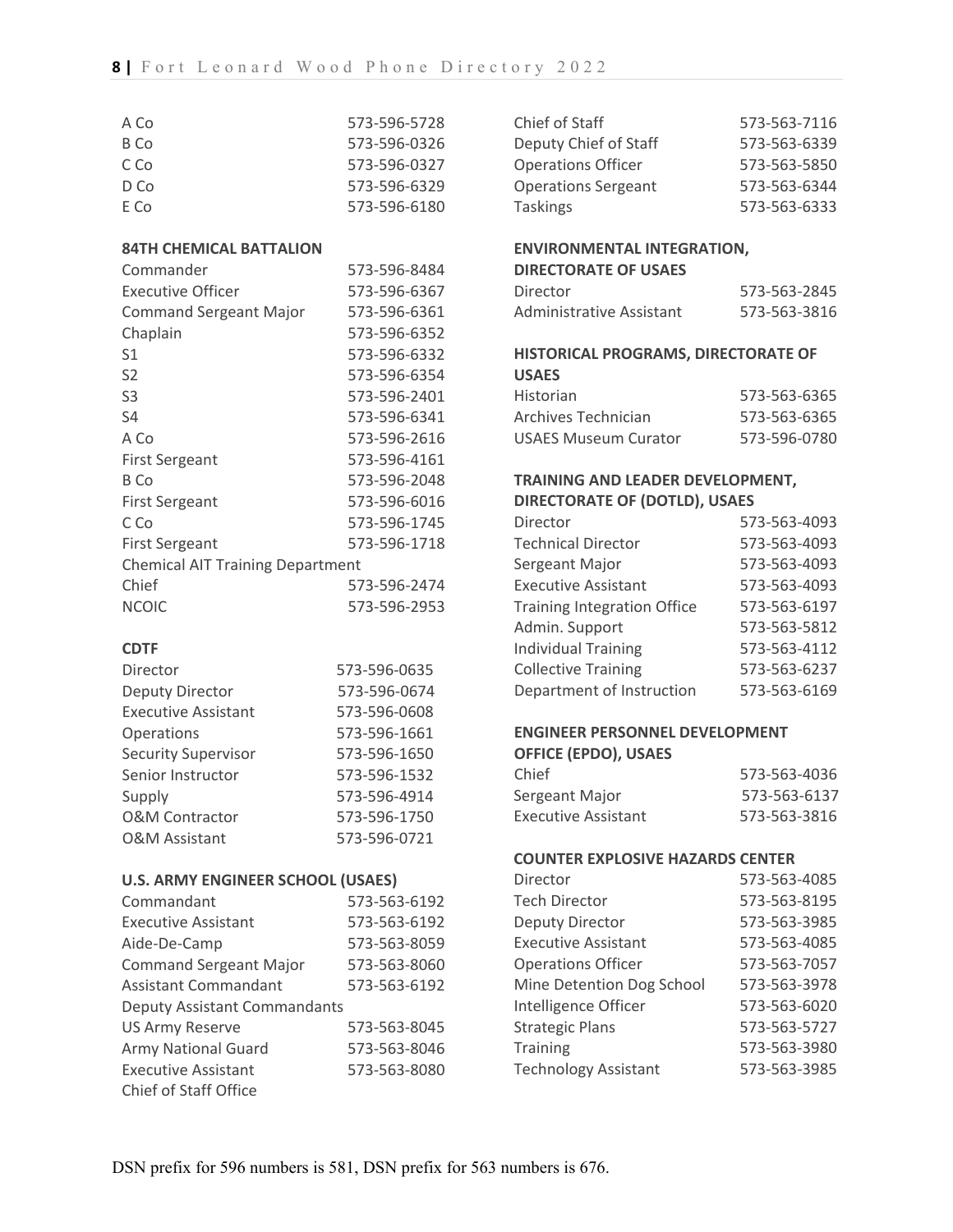| | |
|---|---|
| A Co | 573-596-5728 |
| B Co | 573-596-0326 |
| C Co | 573-596-0327 |
| D Co | 573-596-6329 |
| E Co | 573-596-6180 |

**84TH CHEMICAL BATTALION**

| | |
|---|---|
| Commander | 573-596-8484 |
| Executive Officer | 573-596-6367 |
| Command Sergeant Major | 573-596-6361 |
| Chaplain | 573-596-6352 |
| S1 | 573-596-6332 |
| S2 | 573-596-6354 |
| S3 | 573-596-2401 |
| S4 | 573-596-6341 |
| A Co | 573-596-2616 |
| First Sergeant | 573-596-4161 |
| B Co | 573-596-2048 |
| First Sergeant | 573-596-6016 |
| C Co | 573-596-1745 |
| First Sergeant | 573-596-1718 |
| Chemical AIT Training Department | |
| Chief | 573-596-2474 |
| NCOIC | 573-596-2953 |

**CDTF**

| | |
|---|---|
| Director | 573-596-0635 |
| Deputy Director | 573-596-0674 |
| Executive Assistant | 573-596-0608 |
| Operations | 573-596-1661 |
| Security Supervisor | 573-596-1650 |
| Senior Instructor | 573-596-1532 |
| Supply | 573-596-4914 |
| O&M Contractor | 573-596-1750 |
| O&M Assistant | 573-596-0721 |

**U.S. ARMY ENGINEER SCHOOL (USAES)**

| | |
|---|---|
| Commandant | 573-563-6192 |
| Executive Assistant | 573-563-6192 |
| Aide-De-Camp | 573-563-8059 |
| Command Sergeant Major | 573-563-8060 |
| Assistant Commandant | 573-563-6192 |
| Deputy Assistant Commandants | |
| US Army Reserve | 573-563-8045 |
| Army National Guard | 573-563-8046 |
| Executive Assistant | 573-563-8080 |
| Chief of Staff Office | |
| Chief of Staff | 573-563-7116 |
| Deputy Chief of Staff | 573-563-6339 |
| Operations Officer | 573-563-5850 |
| Operations Sergeant | 573-563-6344 |
| Taskings | 573-563-6333 |

**ENVIRONMENTAL INTEGRATION, DIRECTORATE OF USAES**

| | |
|---|---|
| Director | 573-563-2845 |
| Administrative Assistant | 573-563-3816 |

**HISTORICAL PROGRAMS, DIRECTORATE OF USAES**

| | |
|---|---|
| Historian | 573-563-6365 |
| Archives Technician | 573-563-6365 |
| USAES Museum Curator | 573-596-0780 |

**TRAINING AND LEADER DEVELOPMENT, DIRECTORATE OF (DOTLD), USAES**

| | |
|---|---|
| Director | 573-563-4093 |
| Technical Director | 573-563-4093 |
| Sergeant Major | 573-563-4093 |
| Executive Assistant | 573-563-4093 |
| Training Integration Office | 573-563-6197 |
| Admin. Support | 573-563-5812 |
| Individual Training | 573-563-4112 |
| Collective Training | 573-563-6237 |
| Department of Instruction | 573-563-6169 |

**ENGINEER PERSONNEL DEVELOPMENT OFFICE (EPDO), USAES**

| | |
|---|---|
| Chief | 573-563-4036 |
| Sergeant Major | 573-563-6137 |
| Executive Assistant | 573-563-3816 |

**COUNTER EXPLOSIVE HAZARDS CENTER**

| | |
|---|---|
| Director | 573-563-4085 |
| Tech Director | 573-563-8195 |
| Deputy Director | 573-563-3985 |
| Executive Assistant | 573-563-4085 |
| Operations Officer | 573-563-7057 |
| Mine Detention Dog School | 573-563-3978 |
| Intelligence Officer | 573-563-6020 |
| Strategic Plans | 573-563-5727 |
| Training | 573-563-3980 |
| Technology Assistant | 573-563-3985 |

DSN prefix for 596 numbers is 581, DSN prefix for 563 numbers is 676.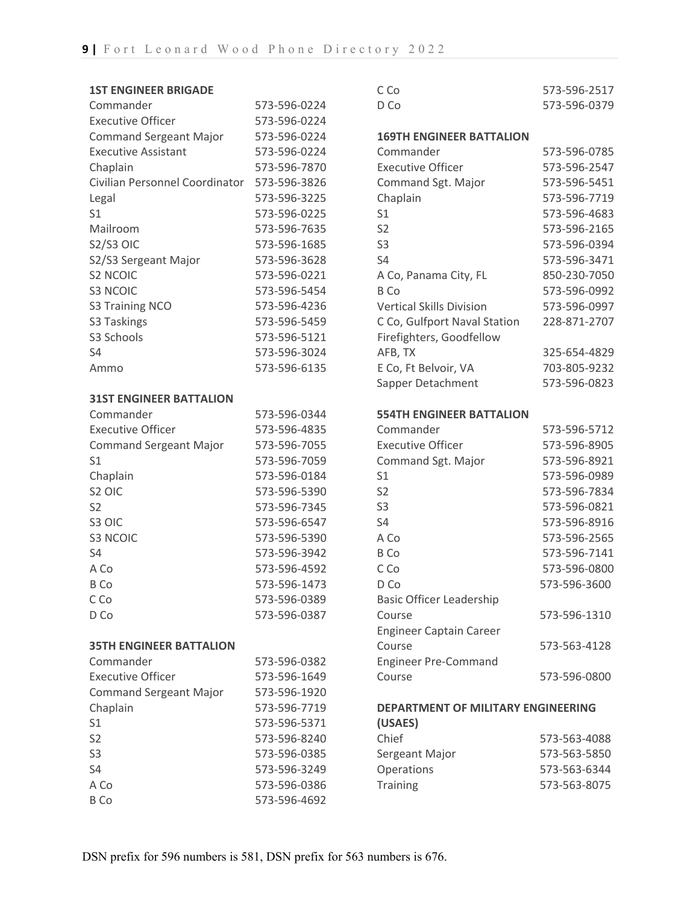## 1ST ENGINEER BRIGADE

| | |
|---|---|
| Commander | 573-596-0224 |
| Executive Officer | 573-596-0224 |
| Command Sergeant Major | 573-596-0224 |
| Executive Assistant | 573-596-0224 |
| Chaplain | 573-596-7870 |
| Civilian Personnel Coordinator | 573-596-3826 |
| Legal | 573-596-3225 |
| S1 | 573-596-0225 |
| Mailroom | 573-596-7635 |
| S2/S3 OIC | 573-596-1685 |
| S2/S3 Sergeant Major | 573-596-3628 |
| S2 NCOIC | 573-596-0221 |
| S3 NCOIC | 573-596-5454 |
| S3 Training NCO | 573-596-4236 |
| S3 Taskings | 573-596-5459 |
| S3 Schools | 573-596-5121 |
| S4 | 573-596-3024 |
| Ammo | 573-596-6135 |

## 31ST ENGINEER BATTALION

| | |
|---|---|
| Commander | 573-596-0344 |
| Executive Officer | 573-596-4835 |
| Command Sergeant Major | 573-596-7055 |
| S1 | 573-596-7059 |
| Chaplain | 573-596-0184 |
| S2 OIC | 573-596-5390 |
| S2 | 573-596-7345 |
| S3 OIC | 573-596-6547 |
| S3 NCOIC | 573-596-5390 |
| S4 | 573-596-3942 |
| A Co | 573-596-4592 |
| B Co | 573-596-1473 |
| C Co | 573-596-0389 |
| D Co | 573-596-0387 |

## 35TH ENGINEER BATTALION

| | |
|---|---|
| Commander | 573-596-0382 |
| Executive Officer | 573-596-1649 |
| Command Sergeant Major | 573-596-1920 |
| Chaplain | 573-596-7719 |
| S1 | 573-596-5371 |
| S2 | 573-596-8240 |
| S3 | 573-596-0385 |
| S4 | 573-596-3249 |
| A Co | 573-596-0386 |
| B Co | 573-596-4692 |
| C Co | 573-596-2517 |
| D Co | 573-596-0379 |

## 169TH ENGINEER BATTALION

| | |
|---|---|
| Commander | 573-596-0785 |
| Executive Officer | 573-596-2547 |
| Command Sgt. Major | 573-596-5451 |
| Chaplain | 573-596-7719 |
| S1 | 573-596-4683 |
| S2 | 573-596-2165 |
| S3 | 573-596-0394 |
| S4 | 573-596-3471 |
| A Co, Panama City, FL | 850-230-7050 |
| B Co | 573-596-0992 |
| Vertical Skills Division | 573-596-0997 |
| C Co, Gulfport Naval Station | 228-871-2707 |
| Firefighters, Goodfellow AFB, TX | 325-654-4829 |
| E Co, Ft Belvoir, VA | 703-805-9232 |
| Sapper Detachment | 573-596-0823 |

## 554TH ENGINEER BATTALION

| | |
|---|---|
| Commander | 573-596-5712 |
| Executive Officer | 573-596-8905 |
| Command Sgt. Major | 573-596-8921 |
| S1 | 573-596-0989 |
| S2 | 573-596-7834 |
| S3 | 573-596-0821 |
| S4 | 573-596-8916 |
| A Co | 573-596-2565 |
| B Co | 573-596-7141 |
| C Co | 573-596-0800 |
| D Co | 573-596-3600 |
| Basic Officer Leadership Course | 573-596-1310 |
| Engineer Captain Career Course | 573-563-4128 |
| Engineer Pre-Command Course | 573-596-0800 |

## DEPARTMENT OF MILITARY ENGINEERING (USAES)

| | |
|---|---|
| Chief | 573-563-4088 |
| Sergeant Major | 573-563-5850 |
| Operations | 573-563-6344 |
| Training | 573-563-8075 |

DSN prefix for 596 numbers is 581, DSN prefix for 563 numbers is 676.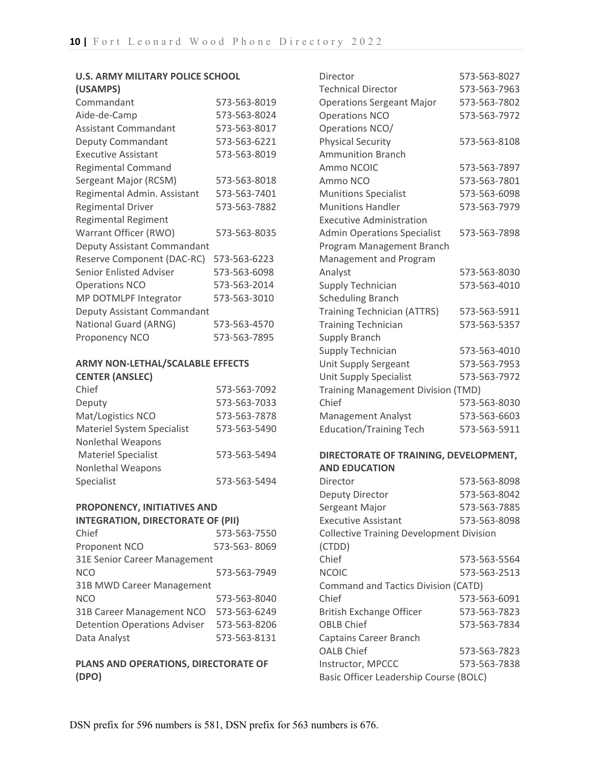**U.S. ARMY MILITARY POLICE SCHOOL (USAMPS)**

| | |
|---|---|
| Commandant | 573-563-8019 |
| Aide-de-Camp | 573-563-8024 |
| Assistant Commandant | 573-563-8017 |
| Deputy Commandant | 573-563-6221 |
| Executive Assistant | 573-563-8019 |
| Regimental Command Sergeant Major (RCSM) | 573-563-8018 |
| Regimental Admin. Assistant | 573-563-7401 |
| Regimental Driver | 573-563-7882 |
| Regimental Regiment Warrant Officer (RWO) | 573-563-8035 |
| Deputy Assistant Commandant Reserve Component (DAC-RC) | 573-563-6223 |
| Senior Enlisted Adviser | 573-563-6098 |
| Operations NCO | 573-563-2014 |
| MP DOTMLPF Integrator | 573-563-3010 |
| Deputy Assistant Commandant National Guard (ARNG) | 573-563-4570 |
| Proponency NCO | 573-563-7895 |

**ARMY NON-LETHAL/SCALABLE EFFECTS CENTER (ANSLEC)**

| | |
|---|---|
| Chief | 573-563-7092 |
| Deputy | 573-563-7033 |
| Mat/Logistics NCO | 573-563-7878 |
| Materiel System Specialist | 573-563-5490 |
| Nonlethal Weapons Materiel Specialist | 573-563-5494 |
| Nonlethal Weapons Specialist | 573-563-5494 |

**PROPONENCY, INITIATIVES AND INTEGRATION, DIRECTORATE OF (PII)**

| | |
|---|---|
| Chief | 573-563-7550 |
| Proponent NCO | 573-563- 8069 |
| 31E Senior Career Management NCO | 573-563-7949 |
| 31B MWD Career Management NCO | 573-563-8040 |
| 31B Career Management NCO | 573-563-6249 |
| Detention Operations Adviser | 573-563-8206 |
| Data Analyst | 573-563-8131 |

**PLANS AND OPERATIONS, DIRECTORATE OF (DPO)**

| | |
|---|---|
| Director | 573-563-8027 |
| Technical Director | 573-563-7963 |
| Operations Sergeant Major | 573-563-7802 |
| Operations NCO | 573-563-7972 |
| Operations NCO/ Physical Security | 573-563-8108 |
| **Ammunition Branch** | |
| Ammo NCOIC | 573-563-7897 |
| Ammo NCO | 573-563-7801 |
| Munitions Specialist | 573-563-6098 |
| Munitions Handler | 573-563-7979 |
| **Executive Administration** | |
| Admin Operations Specialist | 573-563-7898 |
| **Program Management Branch** | |
| Management and Program Analyst | 573-563-8030 |
| Supply Technician | 573-563-4010 |
| **Scheduling Branch** | |
| Training Technician (ATTRS) | 573-563-5911 |
| Training Technician | 573-563-5357 |
| **Supply Branch** | |
| Supply Technician | 573-563-4010 |
| Unit Supply Sergeant | 573-563-7953 |
| Unit Supply Specialist | 573-563-7972 |
| **Training Management Division (TMD)** | |
| Chief | 573-563-8030 |
| Management Analyst | 573-563-6603 |
| Education/Training Tech | 573-563-5911 |

**DIRECTORATE OF TRAINING, DEVELOPMENT, AND EDUCATION**

| | |
|---|---|
| Director | 573-563-8098 |
| Deputy Director | 573-563-8042 |
| Sergeant Major | 573-563-7885 |
| Executive Assistant | 573-563-8098 |
| **Collective Training Development Division (CTDD)** | |
| Chief | 573-563-5564 |
| NCOIC | 573-563-2513 |
| **Command and Tactics Division (CATD)** | |
| Chief | 573-563-6091 |
| British Exchange Officer | 573-563-7823 |
| OBLB Chief | 573-563-7834 |
| **Captains Career Branch** | |
| OALB Chief | 573-563-7823 |
| Instructor, MPCCC | 573-563-7838 |
| **Basic Officer Leadership Course (BOLC)** | |

DSN prefix for 596 numbers is 581, DSN prefix for 563 numbers is 676.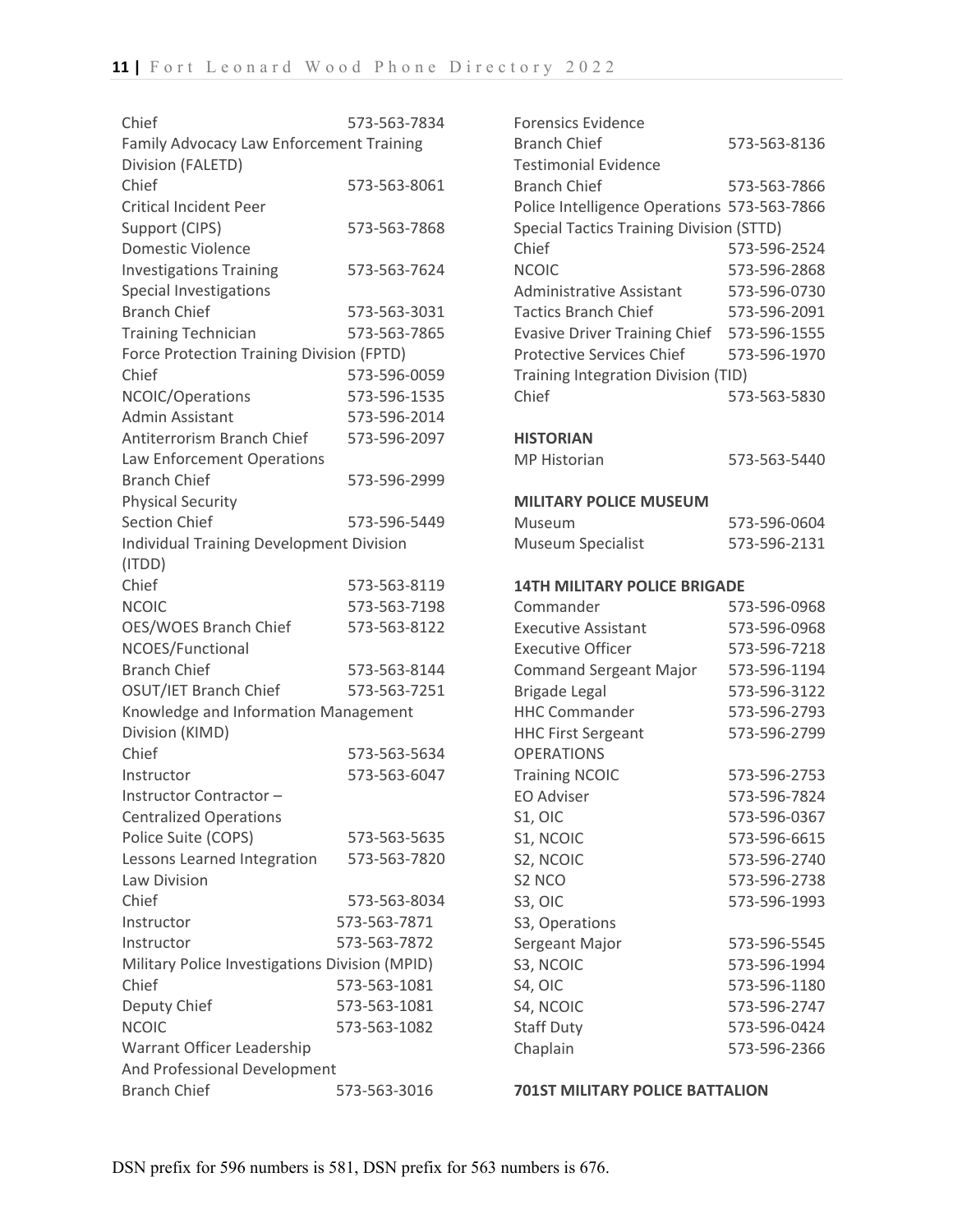Chief 573-563-7834

Family Advocacy Law Enforcement Training Division (FALETD)

Chief 573-563-8061

Critical Incident Peer Support (CIPS) 573-563-7868

Domestic Violence Investigations Training 573-563-7624

Special Investigations Branch Chief 573-563-3031

Training Technician 573-563-7865

Force Protection Training Division (FPTD)

Chief 573-596-0059

NCOIC/Operations 573-596-1535

Admin Assistant 573-596-2014

Antiterrorism Branch Chief 573-596-2097

Law Enforcement Operations Branch Chief 573-596-2999

Physical Security Section Chief 573-596-5449

Individual Training Development Division (ITDD)

Chief 573-563-8119

NCOIC 573-563-7198

OES/WOES Branch Chief 573-563-8122

NCOES/Functional Branch Chief 573-563-8144

OSUT/IET Branch Chief 573-563-7251

Knowledge and Information Management Division (KIMD)

Chief 573-563-5634

Instructor 573-563-6047

Instructor Contractor – Centralized Operations Police Suite (COPS) 573-563-5635

Lessons Learned Integration 573-563-7820

Law Division

Chief 573-563-8034

Instructor 573-563-7871

Instructor 573-563-7872

Military Police Investigations Division (MPID)

Chief 573-563-1081

Deputy Chief 573-563-1081

NCOIC 573-563-1082

Warrant Officer Leadership And Professional Development Branch Chief 573-563-3016

Forensics Evidence Branch Chief 573-563-8136

Testimonial Evidence Branch Chief 573-563-7866

Police Intelligence Operations 573-563-7866

Special Tactics Training Division (STTD)

Chief 573-596-2524

NCOIC 573-596-2868

Administrative Assistant 573-596-0730

Tactics Branch Chief 573-596-2091

Evasive Driver Training Chief 573-596-1555

Protective Services Chief 573-596-1970

Training Integration Division (TID)

Chief 573-563-5830

**HISTORIAN**

MP Historian 573-563-5440

**MILITARY POLICE MUSEUM**

Museum 573-596-0604

Museum Specialist 573-596-2131

**14TH MILITARY POLICE BRIGADE**

Commander 573-596-0968

Executive Assistant 573-596-0968

Executive Officer 573-596-7218

Command Sergeant Major 573-596-1194

Brigade Legal 573-596-3122

HHC Commander 573-596-2793

HHC First Sergeant 573-596-2799

OPERATIONS

Training NCOIC 573-596-2753

EO Adviser 573-596-7824

S1, OIC 573-596-0367

S1, NCOIC 573-596-6615

S2, NCOIC 573-596-2740

S2 NCO 573-596-2738

S3, OIC 573-596-1993

S3, Operations Sergeant Major 573-596-5545

S3, NCOIC 573-596-1994

S4, OIC 573-596-1180

S4, NCOIC 573-596-2747

Staff Duty 573-596-0424

Chaplain 573-596-2366

**701ST MILITARY POLICE BATTALION**

DSN prefix for 596 numbers is 581, DSN prefix for 563 numbers is 676.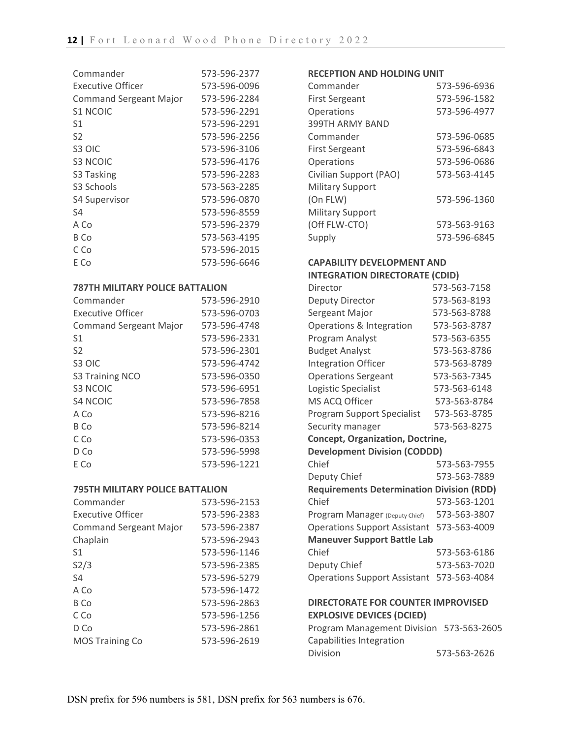| | |
|---|---|
| Commander | 573-596-2377 |
| Executive Officer | 573-596-0096 |
| Command Sergeant Major | 573-596-2284 |
| S1 NCOIC | 573-596-2291 |
| S1 | 573-596-2291 |
| S2 | 573-596-2256 |
| S3 OIC | 573-596-3106 |
| S3 NCOIC | 573-596-4176 |
| S3 Tasking | 573-596-2283 |
| S3 Schools | 573-563-2285 |
| S4 Supervisor | 573-596-0870 |
| S4 | 573-596-8559 |
| A Co | 573-596-2379 |
| B Co | 573-563-4195 |
| C Co | 573-596-2015 |
| E Co | 573-596-6646 |

**787TH MILITARY POLICE BATTALION**

| | |
|---|---|
| Commander | 573-596-2910 |
| Executive Officer | 573-596-0703 |
| Command Sergeant Major | 573-596-4748 |
| S1 | 573-596-2331 |
| S2 | 573-596-2301 |
| S3 OIC | 573-596-4742 |
| S3 Training NCO | 573-596-0350 |
| S3 NCOIC | 573-596-6951 |
| S4 NCOIC | 573-596-7858 |
| A Co | 573-596-8216 |
| B Co | 573-596-8214 |
| C Co | 573-596-0353 |
| D Co | 573-596-5998 |
| E Co | 573-596-1221 |

**795TH MILITARY POLICE BATTALION**

| | |
|---|---|
| Commander | 573-596-2153 |
| Executive Officer | 573-596-2383 |
| Command Sergeant Major | 573-596-2387 |
| Chaplain | 573-596-2943 |
| S1 | 573-596-1146 |
| S2/3 | 573-596-2385 |
| S4 | 573-596-5279 |
| A Co | 573-596-1472 |
| B Co | 573-596-2863 |
| C Co | 573-596-1256 |
| D Co | 573-596-2861 |
| MOS Training Co | 573-596-2619 |

**RECEPTION AND HOLDING UNIT**

| | |
|---|---|
| Commander | 573-596-6936 |
| First Sergeant | 573-596-1582 |
| Operations | 573-596-4977 |

399TH ARMY BAND

| | |
|---|---|
| Commander | 573-596-0685 |
| First Sergeant | 573-596-6843 |
| Operations | 573-596-0686 |
| Civilian Support (PAO) | 573-563-4145 |
| Military Support (On FLW) | 573-596-1360 |
| Military Support (Off FLW-CTO) | 573-563-9163 |
| Supply | 573-596-6845 |

**CAPABILITY DEVELOPMENT AND INTEGRATION DIRECTORATE (CDID)**

| | |
|---|---|
| Director | 573-563-7158 |
| Deputy Director | 573-563-8193 |
| Sergeant Major | 573-563-8788 |
| Operations & Integration | 573-563-8787 |
| Program Analyst | 573-563-6355 |
| Budget Analyst | 573-563-8786 |
| Integration Officer | 573-563-8789 |
| Operations Sergeant | 573-563-7345 |
| Logistic Specialist | 573-563-6148 |
| MS ACQ Officer | 573-563-8784 |
| Program Support Specialist | 573-563-8785 |
| Security manager | 573-563-8275 |

**Concept, Organization, Doctrine, Development Division (CODDD)**

| | |
|---|---|
| Chief | 573-563-7955 |
| Deputy Chief | 573-563-7889 |

**Requirements Determination Division (RDD)**

| | |
|---|---|
| Chief | 573-563-1201 |
| Program Manager (Deputy Chief) | 573-563-3807 |
| Operations Support Assistant | 573-563-4009 |

**Maneuver Support Battle Lab**

| | |
|---|---|
| Chief | 573-563-6186 |
| Deputy Chief | 573-563-7020 |
| Operations Support Assistant | 573-563-4084 |

**DIRECTORATE FOR COUNTER IMPROVISED EXPLOSIVE DEVICES (DCIED)**

| | |
|---|---|
| Program Management Division | 573-563-2605 |
| Capabilities Integration Division | 573-563-2626 |

DSN prefix for 596 numbers is 581, DSN prefix for 563 numbers is 676.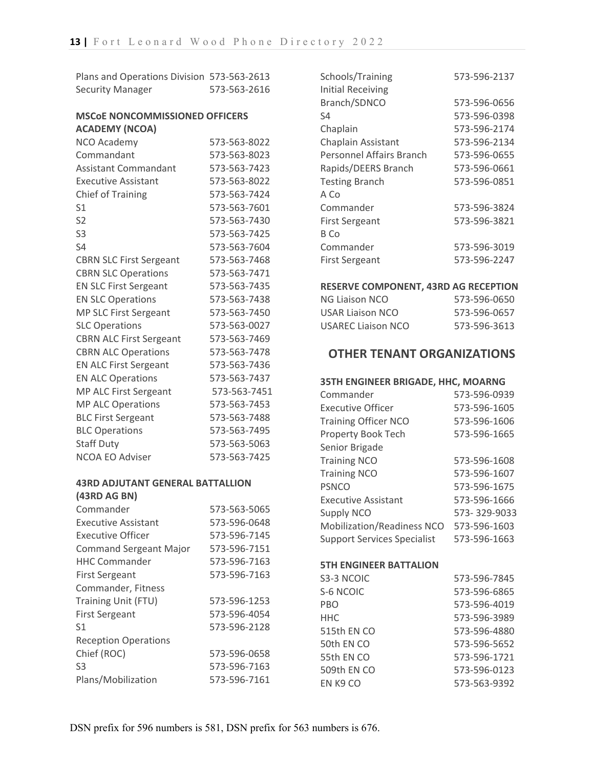| | |
|---|---|
| Plans and Operations Division | 573-563-2613 |
| Security Manager | 573-563-2616 |

**MSCoE NONCOMMISSIONED OFFICERS ACADEMY (NCOA)**

| | |
|---|---|
| NCO Academy | 573-563-8022 |
| Commandant | 573-563-8023 |
| Assistant Commandant | 573-563-7423 |
| Executive Assistant | 573-563-8022 |
| Chief of Training | 573-563-7424 |
| S1 | 573-563-7601 |
| S2 | 573-563-7430 |
| S3 | 573-563-7425 |
| S4 | 573-563-7604 |
| CBRN SLC First Sergeant | 573-563-7468 |
| CBRN SLC Operations | 573-563-7471 |
| EN SLC First Sergeant | 573-563-7435 |
| EN SLC Operations | 573-563-7438 |
| MP SLC First Sergeant | 573-563-7450 |
| SLC Operations | 573-563-0027 |
| CBRN ALC First Sergeant | 573-563-7469 |
| CBRN ALC Operations | 573-563-7478 |
| EN ALC First Sergeant | 573-563-7436 |
| EN ALC Operations | 573-563-7437 |
| MP ALC First Sergeant | 573-563-7451 |
| MP ALC Operations | 573-563-7453 |
| BLC First Sergeant | 573-563-7488 |
| BLC Operations | 573-563-7495 |
| Staff Duty | 573-563-5063 |
| NCOA EO Adviser | 573-563-7425 |

**43RD ADJUTANT GENERAL BATTALION (43RD AG BN)**

| | |
|---|---|
| Commander | 573-563-5065 |
| Executive Assistant | 573-596-0648 |
| Executive Officer | 573-596-7145 |
| Command Sergeant Major | 573-596-7151 |
| HHC Commander | 573-596-7163 |
| First Sergeant | 573-596-7163 |
| Commander, Fitness Training Unit (FTU) | 573-596-1253 |
| First Sergeant | 573-596-4054 |
| S1 | 573-596-2128 |
| Reception Operations Chief (ROC) | 573-596-0658 |
| S3 | 573-596-7163 |
| Plans/Mobilization | 573-596-7161 |
| Schools/Training | 573-596-2137 |
| Initial Receiving Branch/SDNCO | 573-596-0656 |
| S4 | 573-596-0398 |
| Chaplain | 573-596-2174 |
| Chaplain Assistant | 573-596-2134 |
| Personnel Affairs Branch | 573-596-0655 |
| Rapids/DEERS Branch | 573-596-0661 |
| Testing Branch | 573-596-0851 |
| A Co | |
| Commander | 573-596-3824 |
| First Sergeant | 573-596-3821 |
| B Co | |
| Commander | 573-596-3019 |
| First Sergeant | 573-596-2247 |

**RESERVE COMPONENT, 43RD AG RECEPTION**

| | |
|---|---|
| NG Liaison NCO | 573-596-0650 |
| USAR Liaison NCO | 573-596-0657 |
| USAREC Liaison NCO | 573-596-3613 |

## OTHER TENANT ORGANIZATIONS

**35TH ENGINEER BRIGADE, HHC, MOARNG**

| | |
|---|---|
| Commander | 573-596-0939 |
| Executive Officer | 573-596-1605 |
| Training Officer NCO | 573-596-1606 |
| Property Book Tech | 573-596-1665 |
| Senior Brigade Training NCO | 573-596-1608 |
| Training NCO | 573-596-1607 |
| PSNCO | 573-596-1675 |
| Executive Assistant | 573-596-1666 |
| Supply NCO | 573- 329-9033 |
| Mobilization/Readiness NCO | 573-596-1603 |
| Support Services Specialist | 573-596-1663 |

**5TH ENGINEER BATTALION**

| | |
|---|---|
| S3-3 NCOIC | 573-596-7845 |
| S-6 NCOIC | 573-596-6865 |
| PBO | 573-596-4019 |
| HHC | 573-596-3989 |
| 515th EN CO | 573-596-4880 |
| 50th EN CO | 573-596-5652 |
| 55th EN CO | 573-596-1721 |
| 509th EN CO | 573-596-0123 |
| EN K9 CO | 573-563-9392 |

DSN prefix for 596 numbers is 581, DSN prefix for 563 numbers is 676.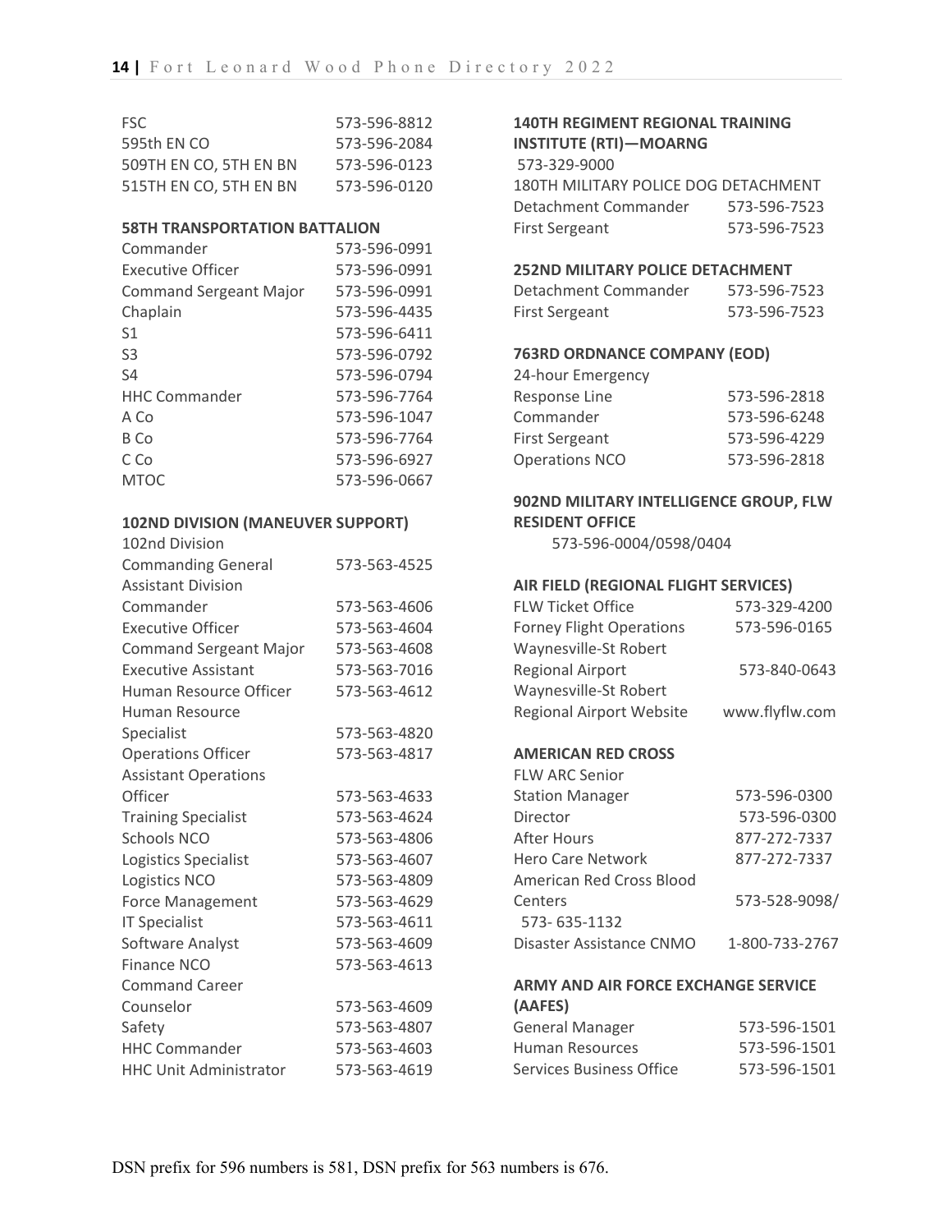| | |
|---|---|
| FSC | 573-596-8812 |
| 595th EN CO | 573-596-2084 |
| 509TH EN CO, 5TH EN BN | 573-596-0123 |
| 515TH EN CO, 5TH EN BN | 573-596-0120 |

**58TH TRANSPORTATION BATTALION**

| | |
|---|---|
| Commander | 573-596-0991 |
| Executive Officer | 573-596-0991 |
| Command Sergeant Major | 573-596-0991 |
| Chaplain | 573-596-4435 |
| S1 | 573-596-6411 |
| S3 | 573-596-0792 |
| S4 | 573-596-0794 |
| HHC Commander | 573-596-7764 |
| A Co | 573-596-1047 |
| B Co | 573-596-7764 |
| C Co | 573-596-6927 |
| MTOC | 573-596-0667 |

**102ND DIVISION (MANEUVER SUPPORT)**

| | |
|---|---|
| 102nd Division Commanding General | 573-563-4525 |
| Assistant Division Commander | 573-563-4606 |
| Executive Officer | 573-563-4604 |
| Command Sergeant Major | 573-563-4608 |
| Executive Assistant | 573-563-7016 |
| Human Resource Officer | 573-563-4612 |
| Human Resource Specialist | 573-563-4820 |
| Operations Officer | 573-563-4817 |
| Assistant Operations Officer | 573-563-4633 |
| Training Specialist | 573-563-4624 |
| Schools NCO | 573-563-4806 |
| Logistics Specialist | 573-563-4607 |
| Logistics NCO | 573-563-4809 |
| Force Management | 573-563-4629 |
| IT Specialist | 573-563-4611 |
| Software Analyst | 573-563-4609 |
| Finance NCO | 573-563-4613 |
| Command Career Counselor | 573-563-4609 |
| Safety | 573-563-4807 |
| HHC Commander | 573-563-4603 |
| HHC Unit Administrator | 573-563-4619 |

**140TH REGIMENT REGIONAL TRAINING INSTITUTE (RTI)—MOARNG**

573-329-9000

180TH MILITARY POLICE DOG DETACHMENT

| | |
|---|---|
| Detachment Commander | 573-596-7523 |
| First Sergeant | 573-596-7523 |

**252ND MILITARY POLICE DETACHMENT**

| | |
|---|---|
| Detachment Commander | 573-596-7523 |
| First Sergeant | 573-596-7523 |

**763RD ORDNANCE COMPANY (EOD)**

| | |
|---|---|
| 24-hour Emergency Response Line | 573-596-2818 |
| Commander | 573-596-6248 |
| First Sergeant | 573-596-4229 |
| Operations NCO | 573-596-2818 |

**902ND MILITARY INTELLIGENCE GROUP, FLW RESIDENT OFFICE**

573-596-0004/0598/0404

**AIR FIELD (REGIONAL FLIGHT SERVICES)**

| | |
|---|---|
| FLW Ticket Office | 573-329-4200 |
| Forney Flight Operations | 573-596-0165 |
| Waynesville-St Robert Regional Airport | 573-840-0643 |
| Waynesville-St Robert Regional Airport Website | www.flyflw.com |

**AMERICAN RED CROSS**

| | |
|---|---|
| FLW ARC Senior Station Manager | 573-596-0300 |
| Director | 573-596-0300 |
| After Hours | 877-272-7337 |
| Hero Care Network | 877-272-7337 |
| American Red Cross Blood Centers | 573-528-9098/ 573- 635-1132 |
| Disaster Assistance CNMO | 1-800-733-2767 |

**ARMY AND AIR FORCE EXCHANGE SERVICE (AAFES)**

| | |
|---|---|
| General Manager | 573-596-1501 |
| Human Resources | 573-596-1501 |
| Services Business Office | 573-596-1501 |

DSN prefix for 596 numbers is 581, DSN prefix for 563 numbers is 676.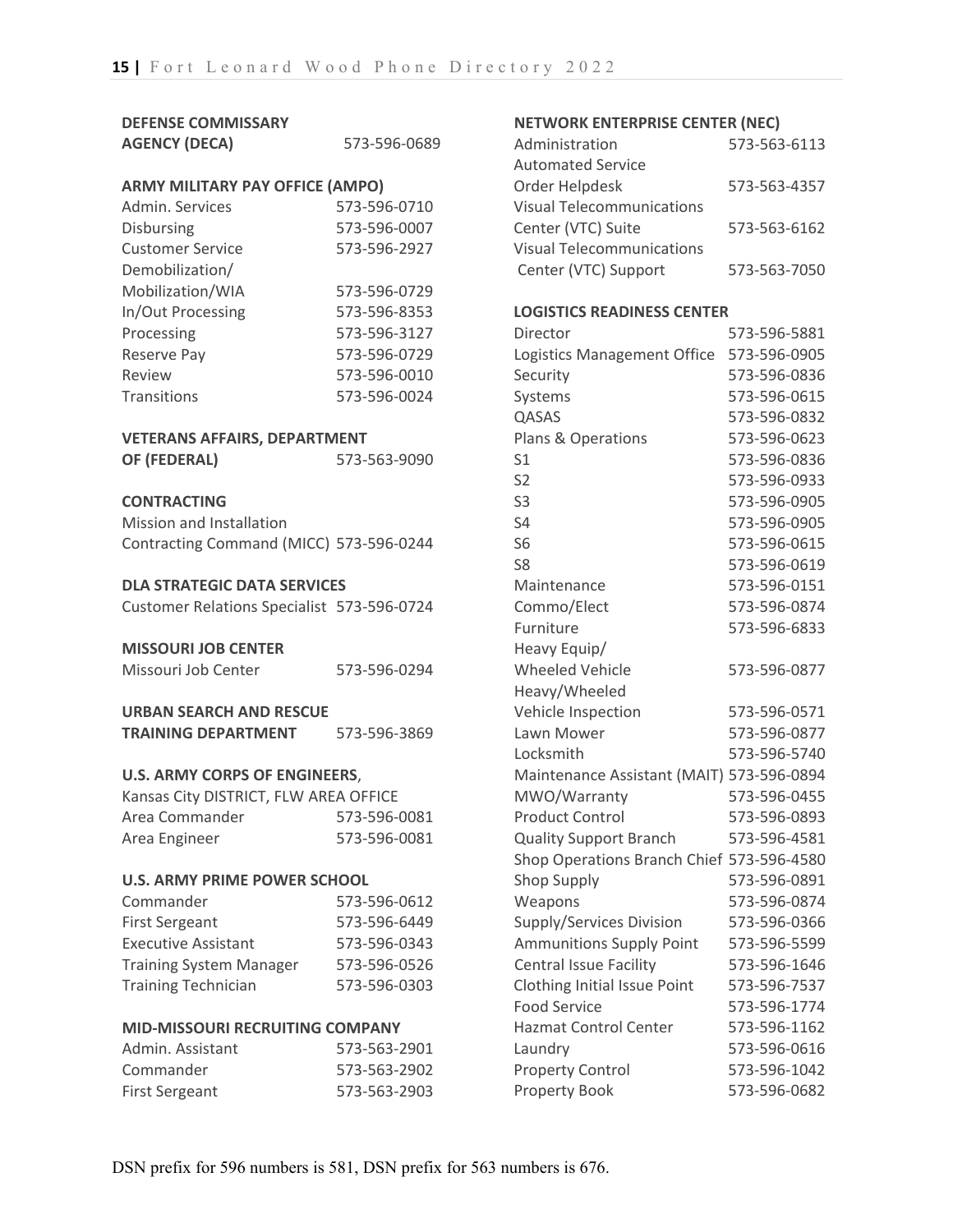**DEFENSE COMMISSARY AGENCY (DECA)** 573-596-0689

**ARMY MILITARY PAY OFFICE (AMPO)**

| | |
|---|---|
| Admin. Services | 573-596-0710 |
| Disbursing | 573-596-0007 |
| Customer Service | 573-596-2927 |
| Demobilization/ Mobilization/WIA | 573-596-0729 |
| In/Out Processing | 573-596-8353 |
| Processing | 573-596-3127 |
| Reserve Pay | 573-596-0729 |
| Review | 573-596-0010 |
| Transitions | 573-596-0024 |

**VETERANS AFFAIRS, DEPARTMENT OF (FEDERAL)** 573-563-9090

**CONTRACTING**

| | |
|---|---|
| Mission and Installation Contracting Command (MICC) | 573-596-0244 |

**DLA STRATEGIC DATA SERVICES**

| | |
|---|---|
| Customer Relations Specialist | 573-596-0724 |

**MISSOURI JOB CENTER**

| | |
|---|---|
| Missouri Job Center | 573-596-0294 |

**URBAN SEARCH AND RESCUE TRAINING DEPARTMENT** 573-596-3869

**U.S. ARMY CORPS OF ENGINEERS**, Kansas City DISTRICT, FLW AREA OFFICE

| | |
|---|---|
| Area Commander | 573-596-0081 |
| Area Engineer | 573-596-0081 |

**U.S. ARMY PRIME POWER SCHOOL**

| | |
|---|---|
| Commander | 573-596-0612 |
| First Sergeant | 573-596-6449 |
| Executive Assistant | 573-596-0343 |
| Training System Manager | 573-596-0526 |
| Training Technician | 573-596-0303 |

**MID-MISSOURI RECRUITING COMPANY**

| | |
|---|---|
| Admin. Assistant | 573-563-2901 |
| Commander | 573-563-2902 |
| First Sergeant | 573-563-2903 |

**NETWORK ENTERPRISE CENTER (NEC)**

| | |
|---|---|
| Administration | 573-563-6113 |
| Automated Service Order Helpdesk | 573-563-4357 |
| Visual Telecommunications Center (VTC) Suite | 573-563-6162 |
| Visual Telecommunications Center (VTC) Support | 573-563-7050 |

**LOGISTICS READINESS CENTER**

| | |
|---|---|
| Director | 573-596-5881 |
| Logistics Management Office | 573-596-0905 |
| Security | 573-596-0836 |
| Systems | 573-596-0615 |
| QASAS | 573-596-0832 |
| Plans & Operations | 573-596-0623 |
| S1 | 573-596-0836 |
| S2 | 573-596-0933 |
| S3 | 573-596-0905 |
| S4 | 573-596-0905 |
| S6 | 573-596-0615 |
| S8 | 573-596-0619 |
| Maintenance | 573-596-0151 |
| Commo/Elect | 573-596-0874 |
| Furniture | 573-596-6833 |
| Heavy Equip/ Wheeled Vehicle | 573-596-0877 |
| Heavy/Wheeled Vehicle Inspection | 573-596-0571 |
| Lawn Mower | 573-596-0877 |
| Locksmith | 573-596-5740 |
| Maintenance Assistant (MAIT) | 573-596-0894 |
| MWO/Warranty | 573-596-0455 |
| Product Control | 573-596-0893 |
| Quality Support Branch | 573-596-4581 |
| Shop Operations Branch Chief | 573-596-4580 |
| Shop Supply | 573-596-0891 |
| Weapons | 573-596-0874 |
| Supply/Services Division | 573-596-0366 |
| Ammunitions Supply Point | 573-596-5599 |
| Central Issue Facility | 573-596-1646 |
| Clothing Initial Issue Point | 573-596-7537 |
| Food Service | 573-596-1774 |
| Hazmat Control Center | 573-596-1162 |
| Laundry | 573-596-0616 |
| Property Control | 573-596-1042 |
| Property Book | 573-596-0682 |

DSN prefix for 596 numbers is 581, DSN prefix for 563 numbers is 676.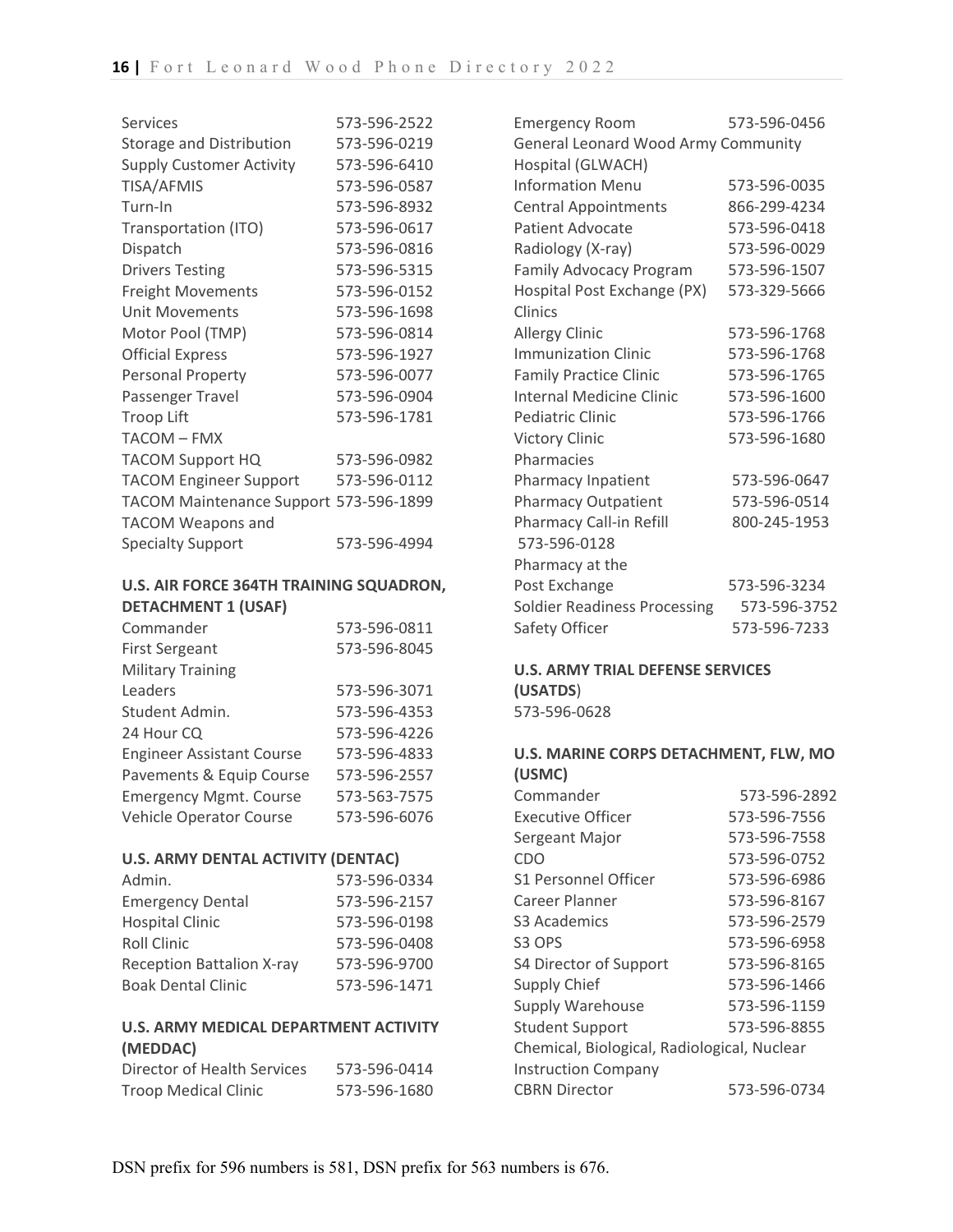| | |
|---|---|
| Services | 573-596-2522 |
| Storage and Distribution | 573-596-0219 |
| Supply Customer Activity | 573-596-6410 |
| TISA/AFMIS | 573-596-0587 |
| Turn-In | 573-596-8932 |
| Transportation (ITO) | 573-596-0617 |
| Dispatch | 573-596-0816 |
| Drivers Testing | 573-596-5315 |
| Freight Movements | 573-596-0152 |
| Unit Movements | 573-596-1698 |
| Motor Pool (TMP) | 573-596-0814 |
| Official Express | 573-596-1927 |
| Personal Property | 573-596-0077 |
| Passenger Travel | 573-596-0904 |
| Troop Lift | 573-596-1781 |
| TACOM – FMX | |
| TACOM Support HQ | 573-596-0982 |
| TACOM Engineer Support | 573-596-0112 |
| TACOM Maintenance Support | 573-596-1899 |
| TACOM Weapons and Specialty Support | 573-596-4994 |

**U.S. AIR FORCE 364TH TRAINING SQUADRON, DETACHMENT 1 (USAF)**

| | |
|---|---|
| Commander | 573-596-0811 |
| First Sergeant | 573-596-8045 |
| Military Training Leaders | 573-596-3071 |
| Student Admin. | 573-596-4353 |
| 24 Hour CQ | 573-596-4226 |
| Engineer Assistant Course | 573-596-4833 |
| Pavements & Equip Course | 573-596-2557 |
| Emergency Mgmt. Course | 573-563-7575 |
| Vehicle Operator Course | 573-596-6076 |

**U.S. ARMY DENTAL ACTIVITY (DENTAC)**

| | |
|---|---|
| Admin. | 573-596-0334 |
| Emergency Dental | 573-596-2157 |
| Hospital Clinic | 573-596-0198 |
| Roll Clinic | 573-596-0408 |
| Reception Battalion X-ray | 573-596-9700 |
| Boak Dental Clinic | 573-596-1471 |

**U.S. ARMY MEDICAL DEPARTMENT ACTIVITY (MEDDAC)**

| | |
|---|---|
| Director of Health Services | 573-596-0414 |
| Troop Medical Clinic | 573-596-1680 |
| Emergency Room | 573-596-0456 |
| General Leonard Wood Army Community Hospital (GLWACH) | |
| Information Menu | 573-596-0035 |
| Central Appointments | 866-299-4234 |
| Patient Advocate | 573-596-0418 |
| Radiology (X-ray) | 573-596-0029 |
| Family Advocacy Program | 573-596-1507 |
| Hospital Post Exchange (PX) | 573-329-5666 |
| Clinics | |
| Allergy Clinic | 573-596-1768 |
| Immunization Clinic | 573-596-1768 |
| Family Practice Clinic | 573-596-1765 |
| Internal Medicine Clinic | 573-596-1600 |
| Pediatric Clinic | 573-596-1766 |
| Victory Clinic | 573-596-1680 |
| Pharmacies | |
| Pharmacy Inpatient | 573-596-0647 |
| Pharmacy Outpatient | 573-596-0514 |
| Pharmacy Call-in Refill | 800-245-1953 |
| | 573-596-0128 |
| Pharmacy at the Post Exchange | 573-596-3234 |
| Soldier Readiness Processing | 573-596-3752 |
| Safety Officer | 573-596-7233 |

**U.S. ARMY TRIAL DEFENSE SERVICES (USATDS)**

573-596-0628

**U.S. MARINE CORPS DETACHMENT, FLW, MO (USMC)**

| | |
|---|---|
| Commander | 573-596-2892 |
| Executive Officer | 573-596-7556 |
| Sergeant Major | 573-596-7558 |
| CDO | 573-596-0752 |
| S1 Personnel Officer | 573-596-6986 |
| Career Planner | 573-596-8167 |
| S3 Academics | 573-596-2579 |
| S3 OPS | 573-596-6958 |
| S4 Director of Support | 573-596-8165 |
| Supply Chief | 573-596-1466 |
| Supply Warehouse | 573-596-1159 |
| Student Support | 573-596-8855 |
| Chemical, Biological, Radiological, Nuclear Instruction Company | |
| CBRN Director | 573-596-0734 |

DSN prefix for 596 numbers is 581, DSN prefix for 563 numbers is 676.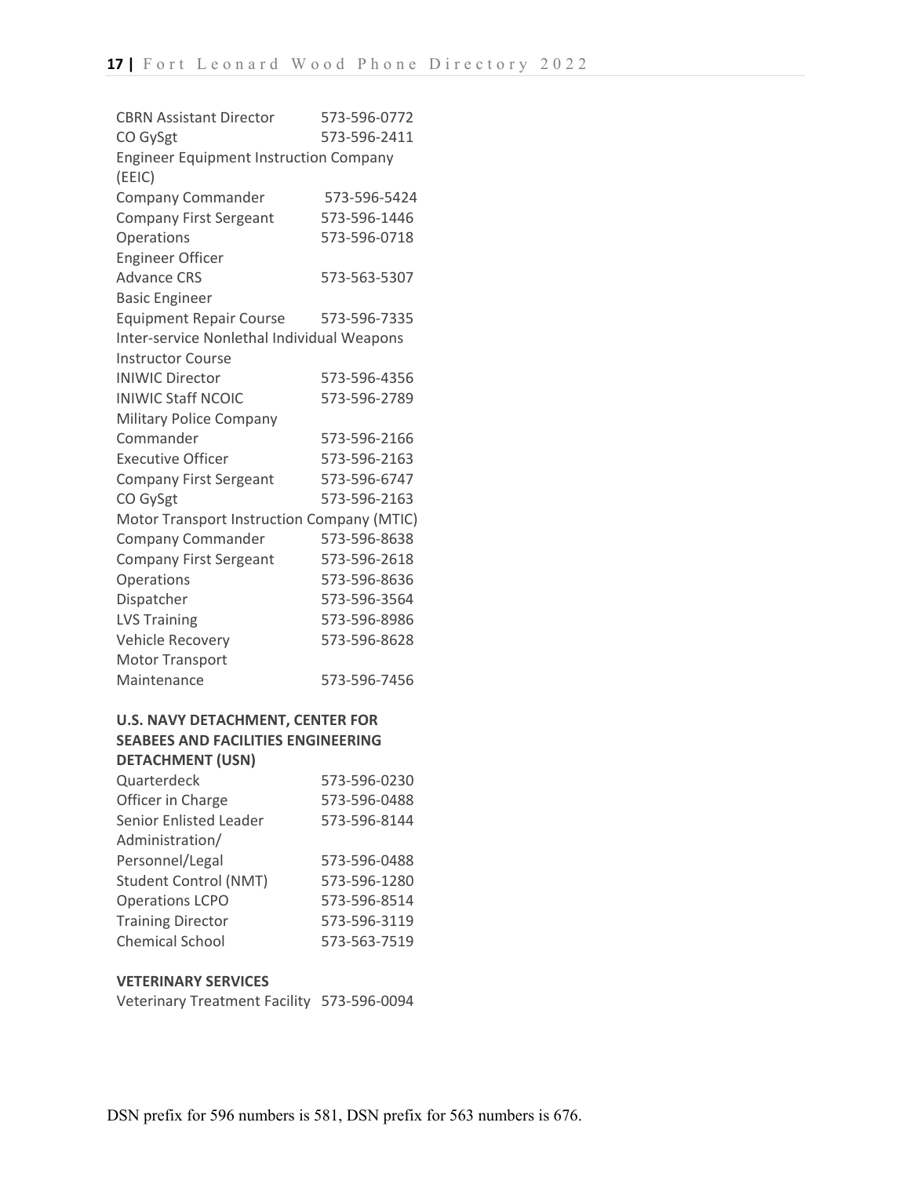| | |
|---|---|
| CBRN Assistant Director | 573-596-0772 |
| CO GySgt | 573-596-2411 |
| Engineer Equipment Instruction Company (EEIC) | |
| Company Commander | 573-596-5424 |
| Company First Sergeant | 573-596-1446 |
| Operations | 573-596-0718 |
| Engineer Officer | |
| Advance CRS | 573-563-5307 |
| Basic Engineer | |
| Equipment Repair Course | 573-596-7335 |
| Inter-service Nonlethal Individual Weapons Instructor Course | |
| INIWIC Director | 573-596-4356 |
| INIWIC Staff NCOIC | 573-596-2789 |
| Military Police Company | |
| Commander | 573-596-2166 |
| Executive Officer | 573-596-2163 |
| Company First Sergeant | 573-596-6747 |
| CO GySgt | 573-596-2163 |
| Motor Transport Instruction Company (MTIC) | |
| Company Commander | 573-596-8638 |
| Company First Sergeant | 573-596-2618 |
| Operations | 573-596-8636 |
| Dispatcher | 573-596-3564 |
| LVS Training | 573-596-8986 |
| Vehicle Recovery | 573-596-8628 |
| Motor Transport Maintenance | 573-596-7456 |

**U.S. NAVY DETACHMENT, CENTER FOR SEABEES AND FACILITIES ENGINEERING DETACHMENT (USN)**

| | |
|---|---|
| Quarterdeck | 573-596-0230 |
| Officer in Charge | 573-596-0488 |
| Senior Enlisted Leader | 573-596-8144 |
| Administration/ Personnel/Legal | 573-596-0488 |
| Student Control (NMT) | 573-596-1280 |
| Operations LCPO | 573-596-8514 |
| Training Director | 573-596-3119 |
| Chemical School | 573-563-7519 |

**VETERINARY SERVICES**

| | |
|---|---|
| Veterinary Treatment Facility | 573-596-0094 |

DSN prefix for 596 numbers is 581, DSN prefix for 563 numbers is 676.